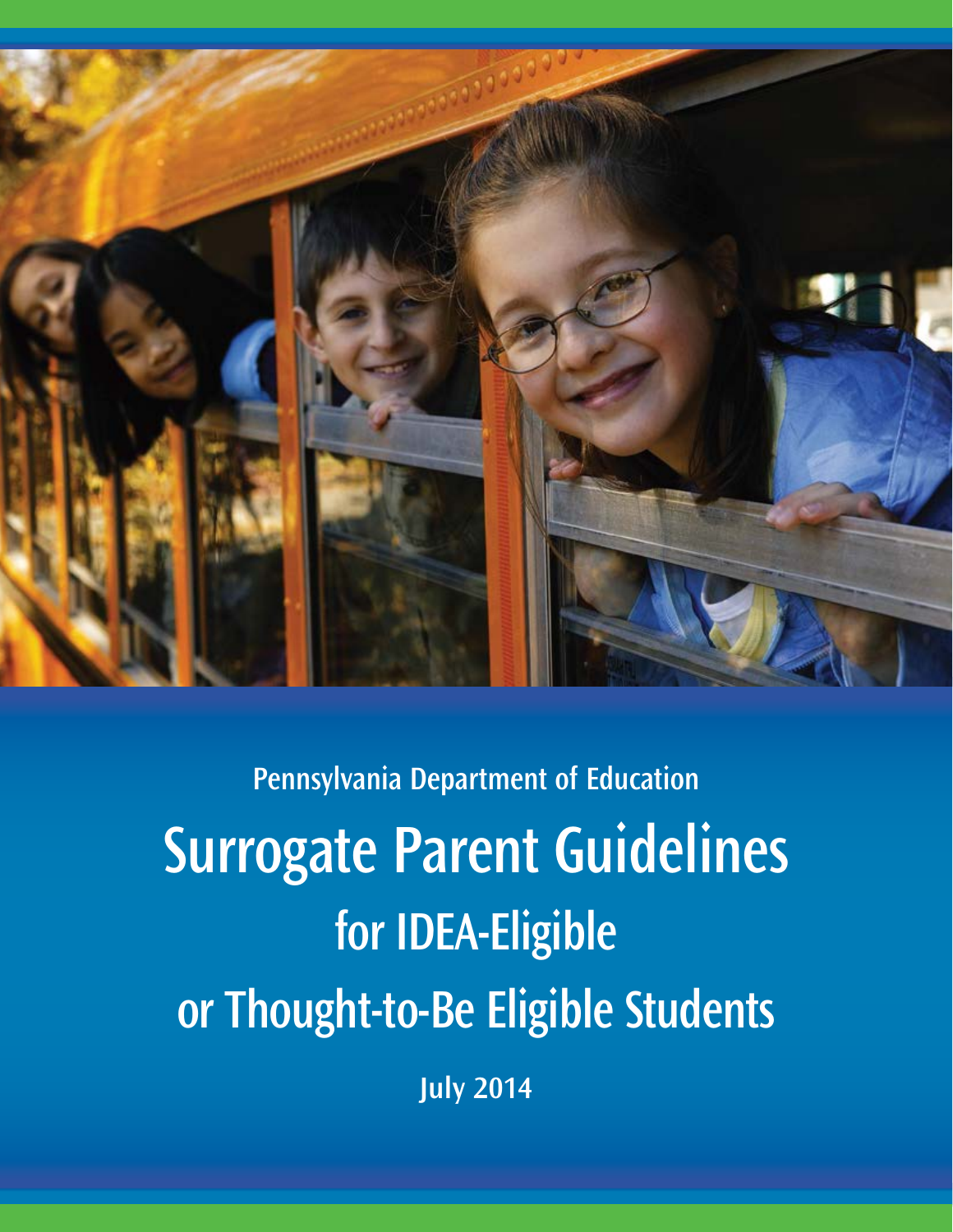Pennsylvania Department of Education

# Surrogate Parent Guidelines for IDEA-Eligible or Thought-to-Be Eligible Students

July 2014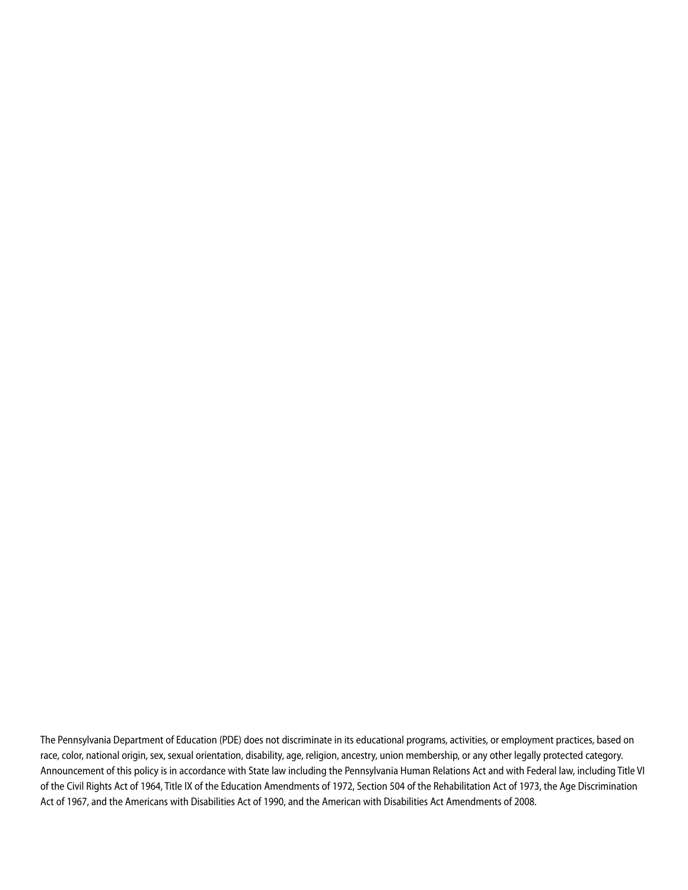The Pennsylvania Department of Education (PDE) does not discriminate in its educational programs, activities, or employment practices, based on race, color, national origin, sex, sexual orientation, disability, age, religion, ancestry, union membership, or any other legally protected category. Announcement of this policy is in accordance with State law including the Pennsylvania Human Relations Act and with Federal law, including Title VI of the Civil Rights Act of 1964, Title IX of the Education Amendments of 1972, Section 504 of the Rehabilitation Act of 1973, the Age Discrimination Act of 1967, and the Americans with Disabilities Act of 1990, and the American with Disabilities Act Amendments of 2008.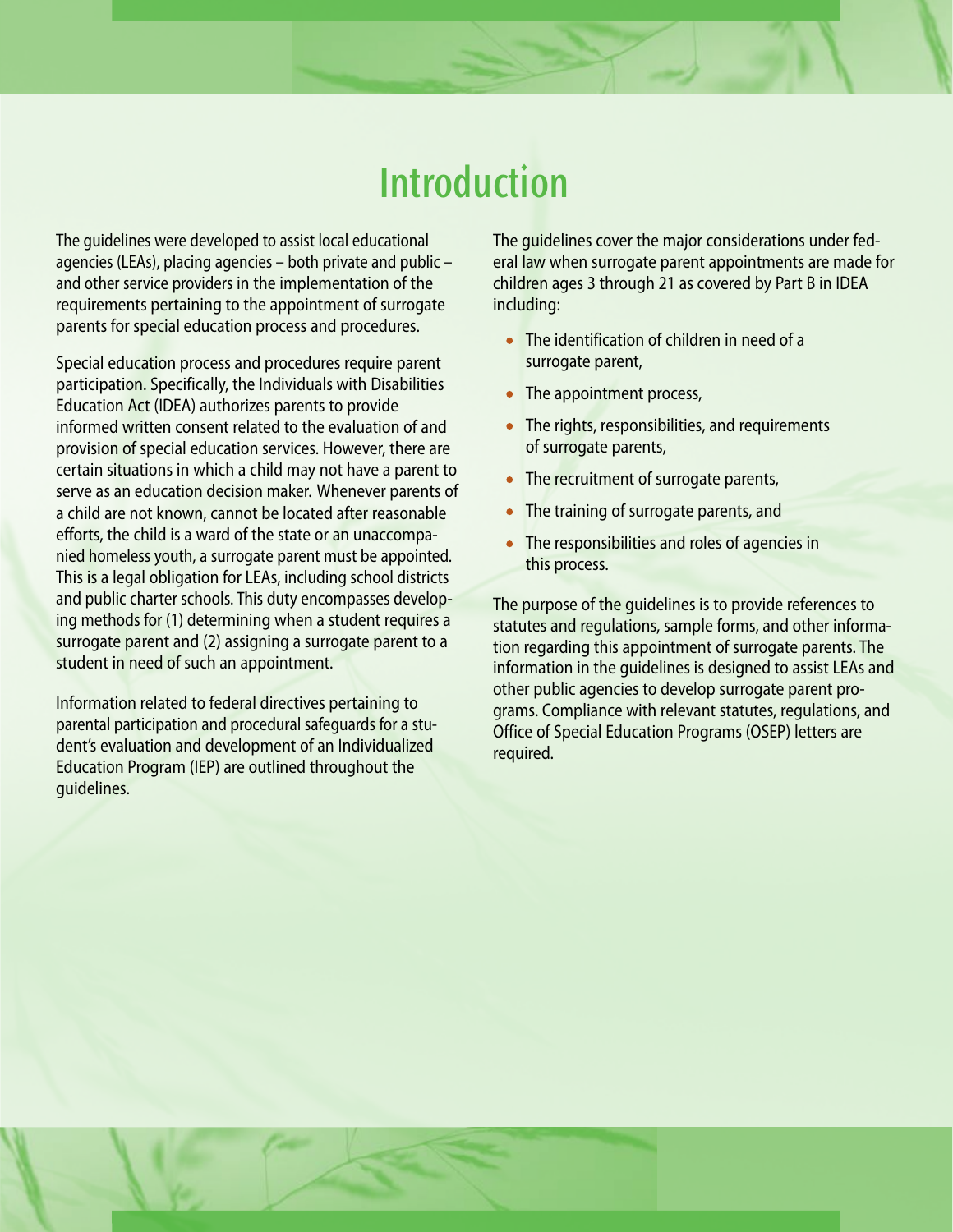# Introduction

The guidelines were developed to assist local educational agencies (LEAs), placing agencies – both private and public – and other service providers in the implementation of the requirements pertaining to the appointment of surrogate parents for special education process and procedures.

Special education process and procedures require parent participation. Specifically, the Individuals with Disabilities Education Act (IDEA) authorizes parents to provide informed written consent related to the evaluation of and provision of special education services. However, there are certain situations in which a child may not have a parent to serve as an education decision maker. Whenever parents of a child are not known, cannot be located after reasonable efforts, the child is a ward of the state or an unaccompanied homeless youth, a surrogate parent must be appointed. This is a legal obligation for LEAs, including school districts and public charter schools. This duty encompasses developing methods for (1) determining when a student requires a surrogate parent and (2) assigning a surrogate parent to a student in need of such an appointment.

Information related to federal directives pertaining to parental participation and procedural safeguards for a student's evaluation and development of an Individualized Education Program (IEP) are outlined throughout the guidelines.

The guidelines cover the major considerations under federal law when surrogate parent appointments are made for children ages 3 through 21 as covered by Part B in IDEA including:

- The identification of children in need of a surrogate parent,
- The appointment process,
- The rights, responsibilities, and requirements of surrogate parents,
- The recruitment of surrogate parents,
- The training of surrogate parents, and
- The responsibilities and roles of agencies in this process.

The purpose of the guidelines is to provide references to statutes and regulations, sample forms, and other information regarding this appointment of surrogate parents. The information in the guidelines is designed to assist LEAs and other public agencies to develop surrogate parent programs. Compliance with relevant statutes, regulations, and Office of Special Education Programs (OSEP) letters are required.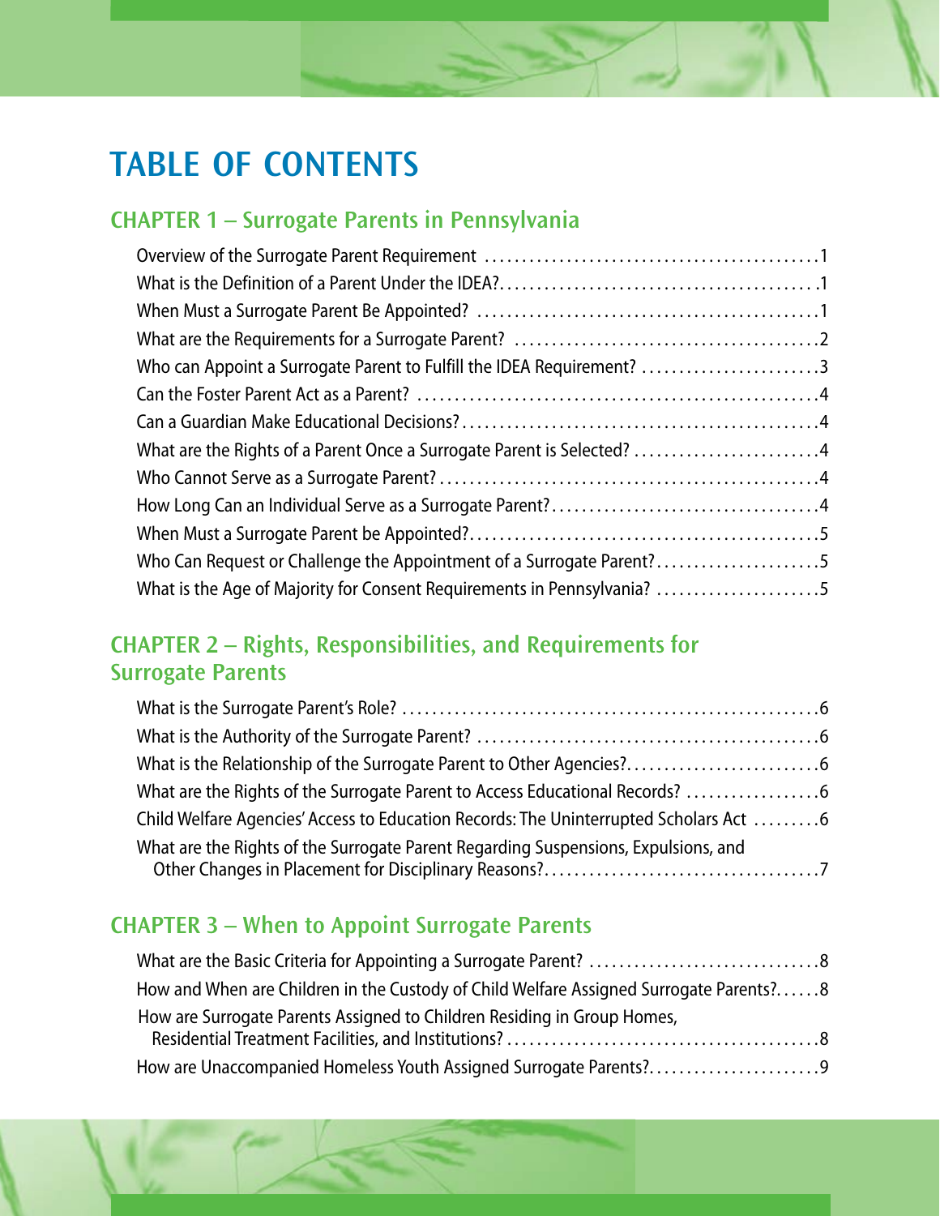# TABLE OF CONTENTS

## CHAPTER 1 – Surrogate Parents in Pennsylvania

Overview of the Surrogate Parent Requirement ..... 1
What is the Definition of a Parent Under the IDEA? ..... 1
When Must a Surrogate Parent Be Appointed? ..... 1
What are the Requirements for a Surrogate Parent? ..... 2
Who can Appoint a Surrogate Parent to Fulfill the IDEA Requirement? ..... 3
Can the Foster Parent Act as a Parent? ..... 4
Can a Guardian Make Educational Decisions? ..... 4
What are the Rights of a Parent Once a Surrogate Parent is Selected? ..... 4
Who Cannot Serve as a Surrogate Parent? ..... 4
How Long Can an Individual Serve as a Surrogate Parent? ..... 4
When Must a Surrogate Parent be Appointed? ..... 5
Who Can Request or Challenge the Appointment of a Surrogate Parent? ..... 5
What is the Age of Majority for Consent Requirements in Pennsylvania? ..... 5

## CHAPTER 2 – Rights, Responsibilities, and Requirements for Surrogate Parents

What is the Surrogate Parent's Role? ..... 6
What is the Authority of the Surrogate Parent? ..... 6
What is the Relationship of the Surrogate Parent to Other Agencies? ..... 6
What are the Rights of the Surrogate Parent to Access Educational Records? ..... 6
Child Welfare Agencies' Access to Education Records: The Uninterrupted Scholars Act ..... 6
What are the Rights of the Surrogate Parent Regarding Suspensions, Expulsions, and Other Changes in Placement for Disciplinary Reasons? ..... 7

## CHAPTER 3 – When to Appoint Surrogate Parents

What are the Basic Criteria for Appointing a Surrogate Parent? ..... 8
How and When are Children in the Custody of Child Welfare Assigned Surrogate Parents? ..... 8
How are Surrogate Parents Assigned to Children Residing in Group Homes, Residential Treatment Facilities, and Institutions? ..... 8
How are Unaccompanied Homeless Youth Assigned Surrogate Parents? ..... 9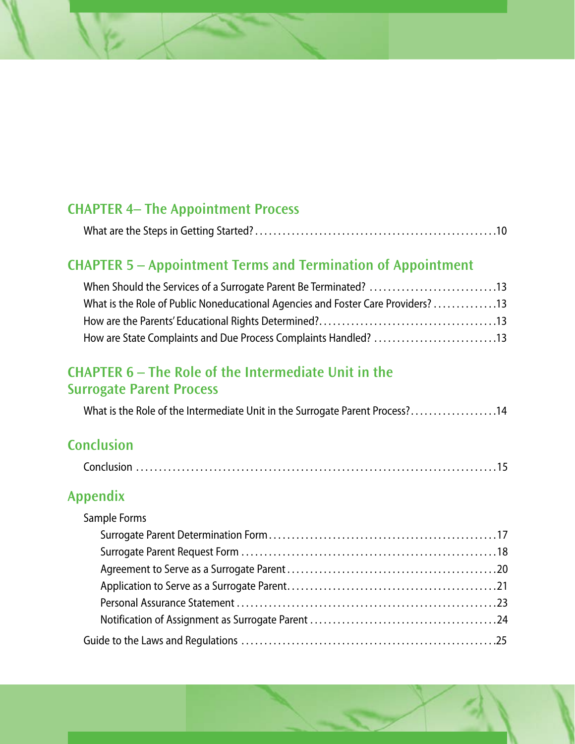## CHAPTER 4– The Appointment Process

What are the Steps in Getting Started? .....10

## CHAPTER 5 – Appointment Terms and Termination of Appointment

When Should the Services of a Surrogate Parent Be Terminated? .....13

What is the Role of Public Noneducational Agencies and Foster Care Providers? .....13

How are the Parents' Educational Rights Determined? .....13

How are State Complaints and Due Process Complaints Handled? .....13

## CHAPTER 6 – The Role of the Intermediate Unit in the Surrogate Parent Process

What is the Role of the Intermediate Unit in the Surrogate Parent Process? .....14

## Conclusion

Conclusion .....15

## Appendix

Sample Forms

- Surrogate Parent Determination Form .....17
- Surrogate Parent Request Form .....18
- Agreement to Serve as a Surrogate Parent .....20
- Application to Serve as a Surrogate Parent .....21
- Personal Assurance Statement .....23
- Notification of Assignment as Surrogate Parent .....24

Guide to the Laws and Regulations .....25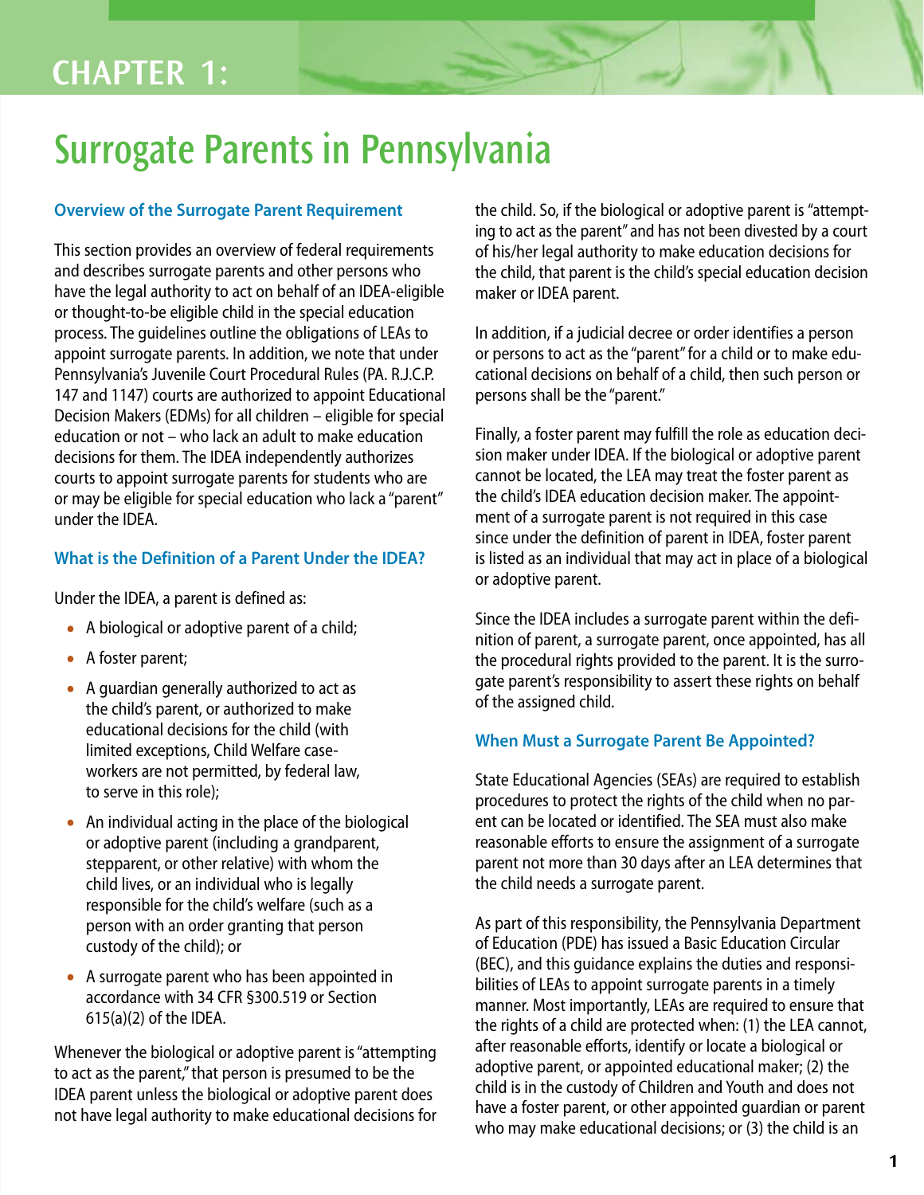# CHAPTER 1:

# Surrogate Parents in Pennsylvania

### Overview of the Surrogate Parent Requirement

This section provides an overview of federal requirements and describes surrogate parents and other persons who have the legal authority to act on behalf of an IDEA-eligible or thought-to-be eligible child in the special education process. The guidelines outline the obligations of LEAs to appoint surrogate parents. In addition, we note that under Pennsylvania's Juvenile Court Procedural Rules (PA. R.J.C.P. 147 and 1147) courts are authorized to appoint Educational Decision Makers (EDMs) for all children – eligible for special education or not – who lack an adult to make education decisions for them. The IDEA independently authorizes courts to appoint surrogate parents for students who are or may be eligible for special education who lack a "parent" under the IDEA.

### What is the Definition of a Parent Under the IDEA?

Under the IDEA, a parent is defined as:

- A biological or adoptive parent of a child;
- A foster parent;
- A guardian generally authorized to act as the child's parent, or authorized to make educational decisions for the child (with limited exceptions, Child Welfare caseworkers are not permitted, by federal law, to serve in this role);
- An individual acting in the place of the biological or adoptive parent (including a grandparent, stepparent, or other relative) with whom the child lives, or an individual who is legally responsible for the child's welfare (such as a person with an order granting that person custody of the child); or
- A surrogate parent who has been appointed in accordance with 34 CFR §300.519 or Section 615(a)(2) of the IDEA.

Whenever the biological or adoptive parent is "attempting to act as the parent," that person is presumed to be the IDEA parent unless the biological or adoptive parent does not have legal authority to make educational decisions for the child. So, if the biological or adoptive parent is "attempting to act as the parent" and has not been divested by a court of his/her legal authority to make education decisions for the child, that parent is the child's special education decision maker or IDEA parent.

In addition, if a judicial decree or order identifies a person or persons to act as the "parent" for a child or to make educational decisions on behalf of a child, then such person or persons shall be the "parent."

Finally, a foster parent may fulfill the role as education decision maker under IDEA. If the biological or adoptive parent cannot be located, the LEA may treat the foster parent as the child's IDEA education decision maker. The appointment of a surrogate parent is not required in this case since under the definition of parent in IDEA, foster parent is listed as an individual that may act in place of a biological or adoptive parent.

Since the IDEA includes a surrogate parent within the definition of parent, a surrogate parent, once appointed, has all the procedural rights provided to the parent. It is the surrogate parent's responsibility to assert these rights on behalf of the assigned child.

### When Must a Surrogate Parent Be Appointed?

State Educational Agencies (SEAs) are required to establish procedures to protect the rights of the child when no parent can be located or identified. The SEA must also make reasonable efforts to ensure the assignment of a surrogate parent not more than 30 days after an LEA determines that the child needs a surrogate parent.

As part of this responsibility, the Pennsylvania Department of Education (PDE) has issued a Basic Education Circular (BEC), and this guidance explains the duties and responsibilities of LEAs to appoint surrogate parents in a timely manner. Most importantly, LEAs are required to ensure that the rights of a child are protected when: (1) the LEA cannot, after reasonable efforts, identify or locate a biological or adoptive parent, or appointed educational maker; (2) the child is in the custody of Children and Youth and does not have a foster parent, or other appointed guardian or parent who may make educational decisions; or (3) the child is an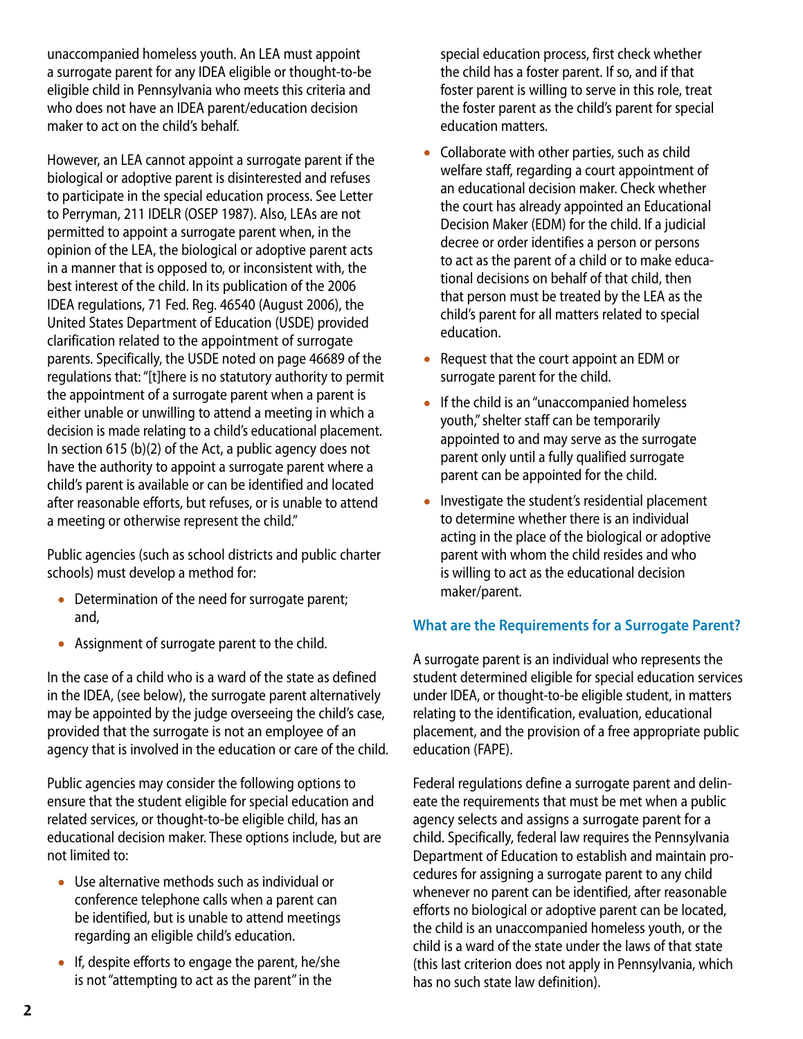unaccompanied homeless youth. An LEA must appoint a surrogate parent for any IDEA eligible or thought-to-be eligible child in Pennsylvania who meets this criteria and who does not have an IDEA parent/education decision maker to act on the child's behalf.

However, an LEA cannot appoint a surrogate parent if the biological or adoptive parent is disinterested and refuses to participate in the special education process. See Letter to Perryman, 211 IDELR (OSEP 1987). Also, LEAs are not permitted to appoint a surrogate parent when, in the opinion of the LEA, the biological or adoptive parent acts in a manner that is opposed to, or inconsistent with, the best interest of the child. In its publication of the 2006 IDEA regulations, 71 Fed. Reg. 46540 (August 2006), the United States Department of Education (USDE) provided clarification related to the appointment of surrogate parents. Specifically, the USDE noted on page 46689 of the regulations that: "[t]here is no statutory authority to permit the appointment of a surrogate parent when a parent is either unable or unwilling to attend a meeting in which a decision is made relating to a child's educational placement. In section 615 (b)(2) of the Act, a public agency does not have the authority to appoint a surrogate parent where a child's parent is available or can be identified and located after reasonable efforts, but refuses, or is unable to attend a meeting or otherwise represent the child."

Public agencies (such as school districts and public charter schools) must develop a method for:

- Determination of the need for surrogate parent; and,
- Assignment of surrogate parent to the child.

In the case of a child who is a ward of the state as defined in the IDEA, (see below), the surrogate parent alternatively may be appointed by the judge overseeing the child's case, provided that the surrogate is not an employee of an agency that is involved in the education or care of the child.

Public agencies may consider the following options to ensure that the student eligible for special education and related services, or thought-to-be eligible child, has an educational decision maker. These options include, but are not limited to:

- Use alternative methods such as individual or conference telephone calls when a parent can be identified, but is unable to attend meetings regarding an eligible child's education.
- If, despite efforts to engage the parent, he/she is not "attempting to act as the parent" in the special education process, first check whether the child has a foster parent. If so, and if that foster parent is willing to serve in this role, treat the foster parent as the child's parent for special education matters.
- Collaborate with other parties, such as child welfare staff, regarding a court appointment of an educational decision maker. Check whether the court has already appointed an Educational Decision Maker (EDM) for the child. If a judicial decree or order identifies a person or persons to act as the parent of a child or to make educational decisions on behalf of that child, then that person must be treated by the LEA as the child's parent for all matters related to special education.
- Request that the court appoint an EDM or surrogate parent for the child.
- If the child is an "unaccompanied homeless youth," shelter staff can be temporarily appointed to and may serve as the surrogate parent only until a fully qualified surrogate parent can be appointed for the child.
- Investigate the student's residential placement to determine whether there is an individual acting in the place of the biological or adoptive parent with whom the child resides and who is willing to act as the educational decision maker/parent.

### What are the Requirements for a Surrogate Parent?

A surrogate parent is an individual who represents the student determined eligible for special education services under IDEA, or thought-to-be eligible student, in matters relating to the identification, evaluation, educational placement, and the provision of a free appropriate public education (FAPE).

Federal regulations define a surrogate parent and delineate the requirements that must be met when a public agency selects and assigns a surrogate parent for a child. Specifically, federal law requires the Pennsylvania Department of Education to establish and maintain procedures for assigning a surrogate parent to any child whenever no parent can be identified, after reasonable efforts no biological or adoptive parent can be located, the child is an unaccompanied homeless youth, or the child is a ward of the state under the laws of that state (this last criterion does not apply in Pennsylvania, which has no such state law definition).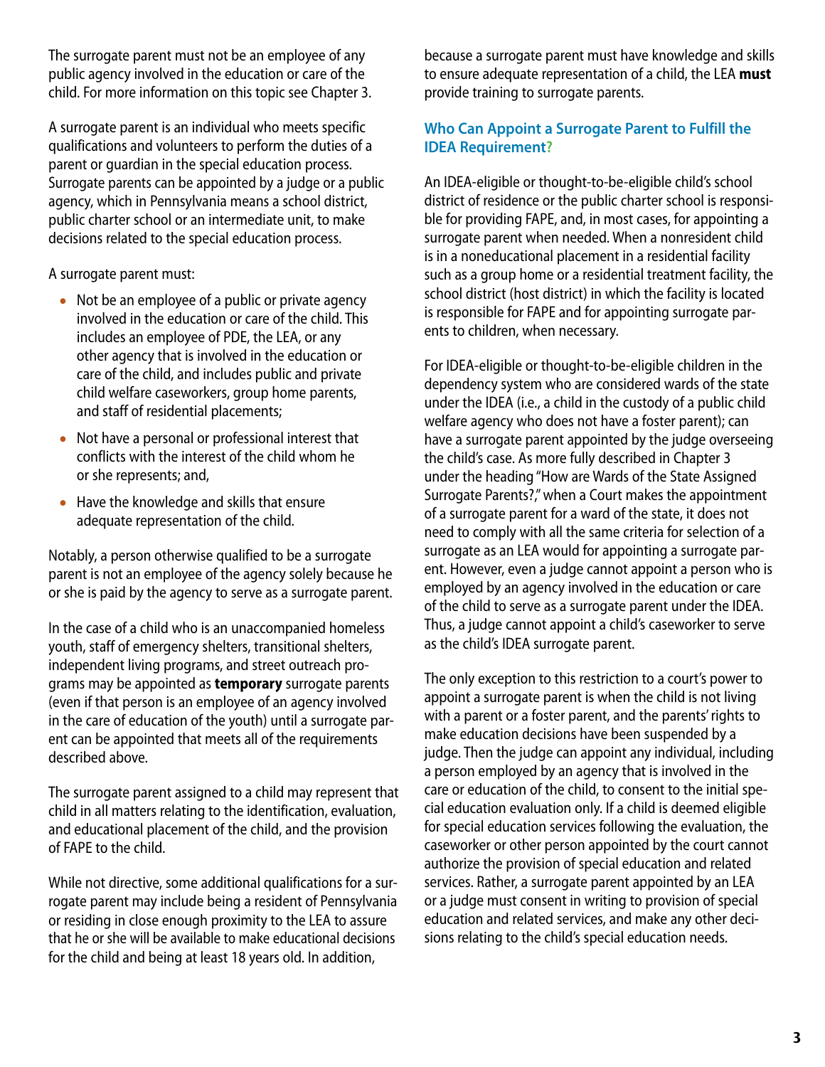The surrogate parent must not be an employee of any public agency involved in the education or care of the child. For more information on this topic see Chapter 3.

A surrogate parent is an individual who meets specific qualifications and volunteers to perform the duties of a parent or guardian in the special education process. Surrogate parents can be appointed by a judge or a public agency, which in Pennsylvania means a school district, public charter school or an intermediate unit, to make decisions related to the special education process.

A surrogate parent must:

- Not be an employee of a public or private agency involved in the education or care of the child. This includes an employee of PDE, the LEA, or any other agency that is involved in the education or care of the child, and includes public and private child welfare caseworkers, group home parents, and staff of residential placements;
- Not have a personal or professional interest that conflicts with the interest of the child whom he or she represents; and,
- Have the knowledge and skills that ensure adequate representation of the child.

Notably, a person otherwise qualified to be a surrogate parent is not an employee of the agency solely because he or she is paid by the agency to serve as a surrogate parent.

In the case of a child who is an unaccompanied homeless youth, staff of emergency shelters, transitional shelters, independent living programs, and street outreach programs may be appointed as **temporary** surrogate parents (even if that person is an employee of an agency involved in the care of education of the youth) until a surrogate parent can be appointed that meets all of the requirements described above.

The surrogate parent assigned to a child may represent that child in all matters relating to the identification, evaluation, and educational placement of the child, and the provision of FAPE to the child.

While not directive, some additional qualifications for a surrogate parent may include being a resident of Pennsylvania or residing in close enough proximity to the LEA to assure that he or she will be available to make educational decisions for the child and being at least 18 years old. In addition, because a surrogate parent must have knowledge and skills to ensure adequate representation of a child, the LEA **must** provide training to surrogate parents.

### Who Can Appoint a Surrogate Parent to Fulfill the IDEA Requirement?

An IDEA-eligible or thought-to-be-eligible child's school district of residence or the public charter school is responsible for providing FAPE, and, in most cases, for appointing a surrogate parent when needed. When a nonresident child is in a noneducational placement in a residential facility such as a group home or a residential treatment facility, the school district (host district) in which the facility is located is responsible for FAPE and for appointing surrogate parents to children, when necessary.

For IDEA-eligible or thought-to-be-eligible children in the dependency system who are considered wards of the state under the IDEA (i.e., a child in the custody of a public child welfare agency who does not have a foster parent); can have a surrogate parent appointed by the judge overseeing the child's case. As more fully described in Chapter 3 under the heading "How are Wards of the State Assigned Surrogate Parents?," when a Court makes the appointment of a surrogate parent for a ward of the state, it does not need to comply with all the same criteria for selection of a surrogate as an LEA would for appointing a surrogate parent. However, even a judge cannot appoint a person who is employed by an agency involved in the education or care of the child to serve as a surrogate parent under the IDEA. Thus, a judge cannot appoint a child's caseworker to serve as the child's IDEA surrogate parent.

The only exception to this restriction to a court's power to appoint a surrogate parent is when the child is not living with a parent or a foster parent, and the parents' rights to make education decisions have been suspended by a judge. Then the judge can appoint any individual, including a person employed by an agency that is involved in the care or education of the child, to consent to the initial special education evaluation only. If a child is deemed eligible for special education services following the evaluation, the caseworker or other person appointed by the court cannot authorize the provision of special education and related services. Rather, a surrogate parent appointed by an LEA or a judge must consent in writing to provision of special education and related services, and make any other decisions relating to the child's special education needs.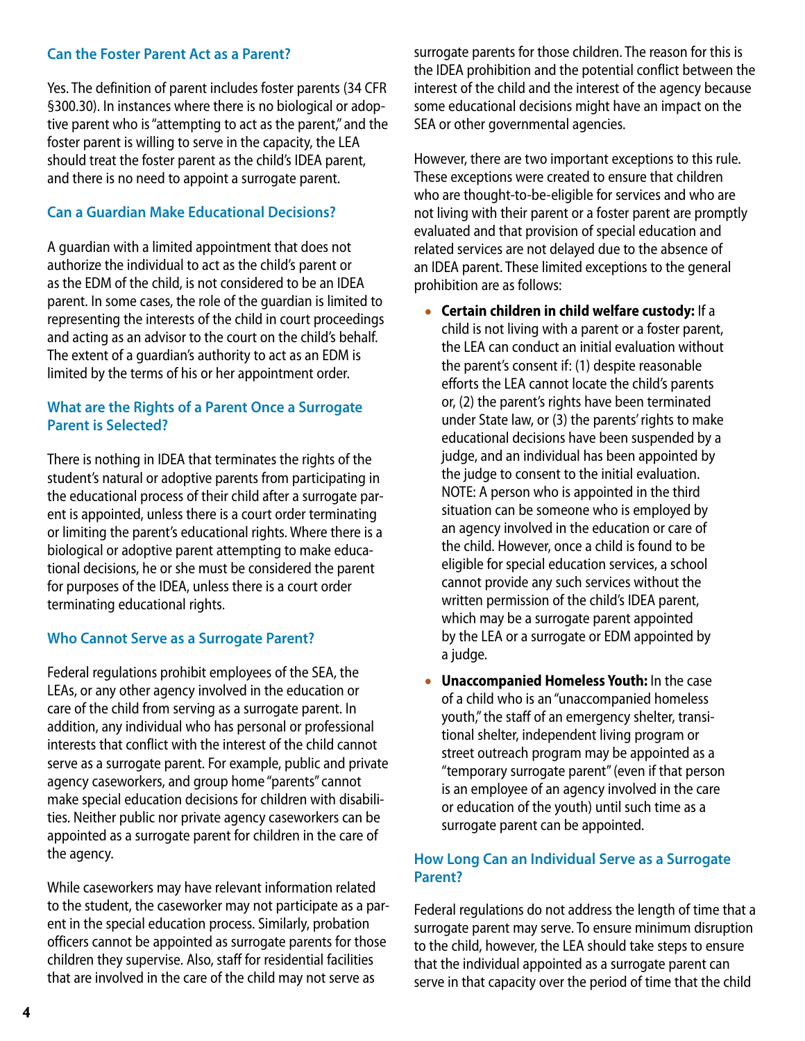### Can the Foster Parent Act as a Parent?

Yes. The definition of parent includes foster parents (34 CFR §300.30). In instances where there is no biological or adoptive parent who is "attempting to act as the parent," and the foster parent is willing to serve in the capacity, the LEA should treat the foster parent as the child's IDEA parent, and there is no need to appoint a surrogate parent.

### Can a Guardian Make Educational Decisions?

A guardian with a limited appointment that does not authorize the individual to act as the child's parent or as the EDM of the child, is not considered to be an IDEA parent. In some cases, the role of the guardian is limited to representing the interests of the child in court proceedings and acting as an advisor to the court on the child's behalf. The extent of a guardian's authority to act as an EDM is limited by the terms of his or her appointment order.

### What are the Rights of a Parent Once a Surrogate Parent is Selected?

There is nothing in IDEA that terminates the rights of the student's natural or adoptive parents from participating in the educational process of their child after a surrogate parent is appointed, unless there is a court order terminating or limiting the parent's educational rights. Where there is a biological or adoptive parent attempting to make educational decisions, he or she must be considered the parent for purposes of the IDEA, unless there is a court order terminating educational rights.

### Who Cannot Serve as a Surrogate Parent?

Federal regulations prohibit employees of the SEA, the LEAs, or any other agency involved in the education or care of the child from serving as a surrogate parent. In addition, any individual who has personal or professional interests that conflict with the interest of the child cannot serve as a surrogate parent. For example, public and private agency caseworkers, and group home "parents" cannot make special education decisions for children with disabilities. Neither public nor private agency caseworkers can be appointed as a surrogate parent for children in the care of the agency.

While caseworkers may have relevant information related to the student, the caseworker may not participate as a parent in the special education process. Similarly, probation officers cannot be appointed as surrogate parents for those children they supervise. Also, staff for residential facilities that are involved in the care of the child may not serve as surrogate parents for those children. The reason for this is the IDEA prohibition and the potential conflict between the interest of the child and the interest of the agency because some educational decisions might have an impact on the SEA or other governmental agencies.

However, there are two important exceptions to this rule. These exceptions were created to ensure that children who are thought-to-be-eligible for services and who are not living with their parent or a foster parent are promptly evaluated and that provision of special education and related services are not delayed due to the absence of an IDEA parent. These limited exceptions to the general prohibition are as follows:

- **Certain children in child welfare custody:** If a child is not living with a parent or a foster parent, the LEA can conduct an initial evaluation without the parent's consent if: (1) despite reasonable efforts the LEA cannot locate the child's parents or, (2) the parent's rights have been terminated under State law, or (3) the parents' rights to make educational decisions have been suspended by a judge, and an individual has been appointed by the judge to consent to the initial evaluation. NOTE: A person who is appointed in the third situation can be someone who is employed by an agency involved in the education or care of the child. However, once a child is found to be eligible for special education services, a school cannot provide any such services without the written permission of the child's IDEA parent, which may be a surrogate parent appointed by the LEA or a surrogate or EDM appointed by a judge.
- **Unaccompanied Homeless Youth:** In the case of a child who is an "unaccompanied homeless youth," the staff of an emergency shelter, transitional shelter, independent living program or street outreach program may be appointed as a "temporary surrogate parent" (even if that person is an employee of an agency involved in the care or education of the youth) until such time as a surrogate parent can be appointed.

### How Long Can an Individual Serve as a Surrogate Parent?

Federal regulations do not address the length of time that a surrogate parent may serve. To ensure minimum disruption to the child, however, the LEA should take steps to ensure that the individual appointed as a surrogate parent can serve in that capacity over the period of time that the child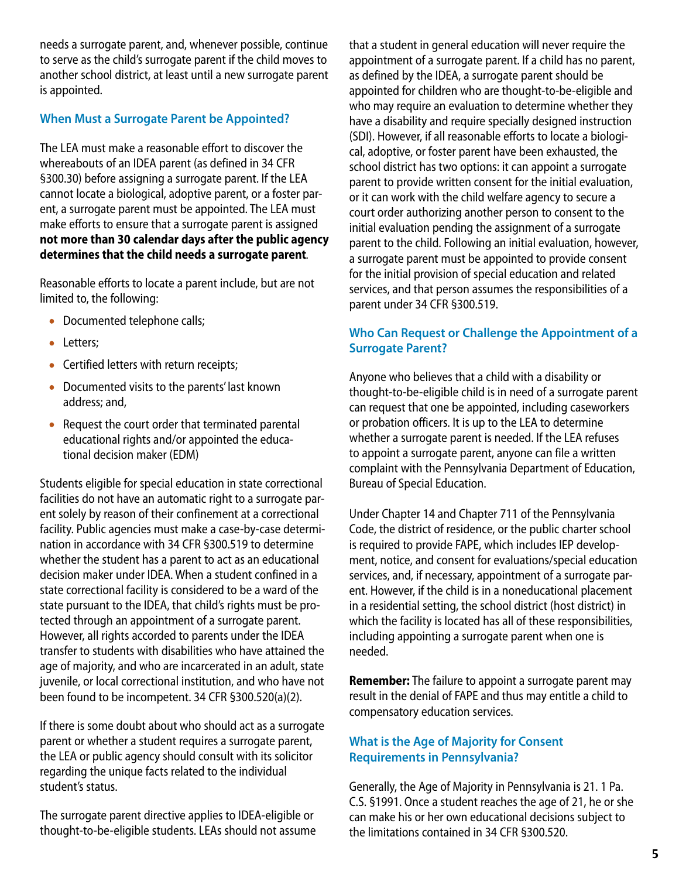needs a surrogate parent, and, whenever possible, continue to serve as the child's surrogate parent if the child moves to another school district, at least until a new surrogate parent is appointed.

### When Must a Surrogate Parent be Appointed?

The LEA must make a reasonable effort to discover the whereabouts of an IDEA parent (as defined in 34 CFR §300.30) before assigning a surrogate parent. If the LEA cannot locate a biological, adoptive parent, or a foster parent, a surrogate parent must be appointed. The LEA must make efforts to ensure that a surrogate parent is assigned **not more than 30 calendar days after the public agency determines that the child needs a surrogate parent**.

Reasonable efforts to locate a parent include, but are not limited to, the following:

- Documented telephone calls;
- Letters;
- Certified letters with return receipts;
- Documented visits to the parents' last known address; and,
- Request the court order that terminated parental educational rights and/or appointed the educational decision maker (EDM)

Students eligible for special education in state correctional facilities do not have an automatic right to a surrogate parent solely by reason of their confinement at a correctional facility. Public agencies must make a case-by-case determination in accordance with 34 CFR §300.519 to determine whether the student has a parent to act as an educational decision maker under IDEA. When a student confined in a state correctional facility is considered to be a ward of the state pursuant to the IDEA, that child's rights must be protected through an appointment of a surrogate parent. However, all rights accorded to parents under the IDEA transfer to students with disabilities who have attained the age of majority, and who are incarcerated in an adult, state juvenile, or local correctional institution, and who have not been found to be incompetent. 34 CFR §300.520(a)(2).

If there is some doubt about who should act as a surrogate parent or whether a student requires a surrogate parent, the LEA or public agency should consult with its solicitor regarding the unique facts related to the individual student's status.

The surrogate parent directive applies to IDEA-eligible or thought-to-be-eligible students. LEAs should not assume that a student in general education will never require the appointment of a surrogate parent. If a child has no parent, as defined by the IDEA, a surrogate parent should be appointed for children who are thought-to-be-eligible and who may require an evaluation to determine whether they have a disability and require specially designed instruction (SDI). However, if all reasonable efforts to locate a biological, adoptive, or foster parent have been exhausted, the school district has two options: it can appoint a surrogate parent to provide written consent for the initial evaluation, or it can work with the child welfare agency to secure a court order authorizing another person to consent to the initial evaluation pending the assignment of a surrogate parent to the child. Following an initial evaluation, however, a surrogate parent must be appointed to provide consent for the initial provision of special education and related services, and that person assumes the responsibilities of a parent under 34 CFR §300.519.

### Who Can Request or Challenge the Appointment of a Surrogate Parent?

Anyone who believes that a child with a disability or thought-to-be-eligible child is in need of a surrogate parent can request that one be appointed, including caseworkers or probation officers. It is up to the LEA to determine whether a surrogate parent is needed. If the LEA refuses to appoint a surrogate parent, anyone can file a written complaint with the Pennsylvania Department of Education, Bureau of Special Education.

Under Chapter 14 and Chapter 711 of the Pennsylvania Code, the district of residence, or the public charter school is required to provide FAPE, which includes IEP development, notice, and consent for evaluations/special education services, and, if necessary, appointment of a surrogate parent. However, if the child is in a noneducational placement in a residential setting, the school district (host district) in which the facility is located has all of these responsibilities, including appointing a surrogate parent when one is needed.

**Remember:** The failure to appoint a surrogate parent may result in the denial of FAPE and thus may entitle a child to compensatory education services.

### What is the Age of Majority for Consent Requirements in Pennsylvania?

Generally, the Age of Majority in Pennsylvania is 21. 1 Pa. C.S. §1991. Once a student reaches the age of 21, he or she can make his or her own educational decisions subject to the limitations contained in 34 CFR §300.520.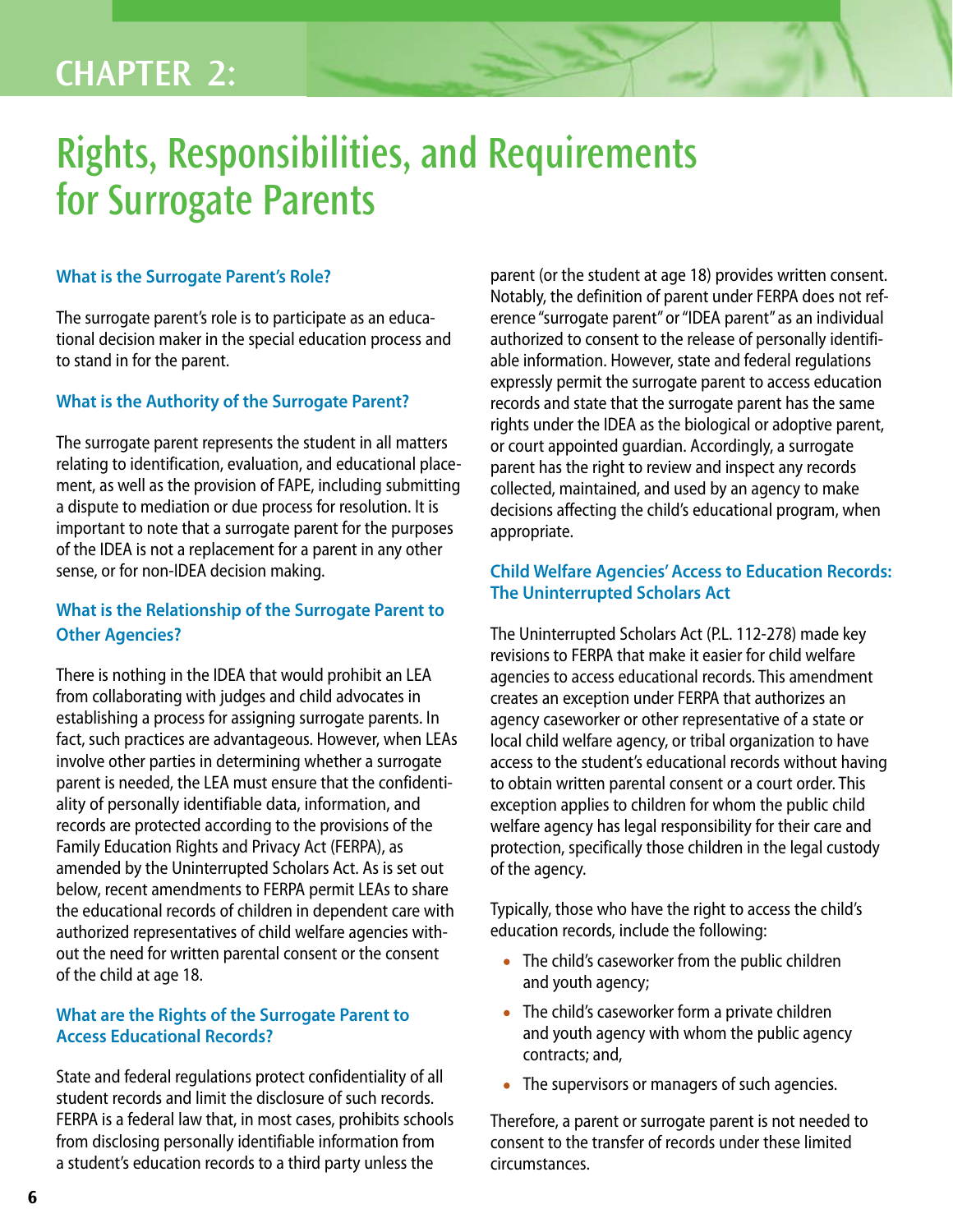# CHAPTER 2:

# Rights, Responsibilities, and Requirements for Surrogate Parents

### What is the Surrogate Parent's Role?

The surrogate parent's role is to participate as an educational decision maker in the special education process and to stand in for the parent.

### What is the Authority of the Surrogate Parent?

The surrogate parent represents the student in all matters relating to identification, evaluation, and educational placement, as well as the provision of FAPE, including submitting a dispute to mediation or due process for resolution. It is important to note that a surrogate parent for the purposes of the IDEA is not a replacement for a parent in any other sense, or for non-IDEA decision making.

### What is the Relationship of the Surrogate Parent to Other Agencies?

There is nothing in the IDEA that would prohibit an LEA from collaborating with judges and child advocates in establishing a process for assigning surrogate parents. In fact, such practices are advantageous. However, when LEAs involve other parties in determining whether a surrogate parent is needed, the LEA must ensure that the confidentiality of personally identifiable data, information, and records are protected according to the provisions of the Family Education Rights and Privacy Act (FERPA), as amended by the Uninterrupted Scholars Act. As is set out below, recent amendments to FERPA permit LEAs to share the educational records of children in dependent care with authorized representatives of child welfare agencies without the need for written parental consent or the consent of the child at age 18.

### What are the Rights of the Surrogate Parent to Access Educational Records?

State and federal regulations protect confidentiality of all student records and limit the disclosure of such records. FERPA is a federal law that, in most cases, prohibits schools from disclosing personally identifiable information from a student's education records to a third party unless the parent (or the student at age 18) provides written consent. Notably, the definition of parent under FERPA does not reference "surrogate parent" or "IDEA parent" as an individual authorized to consent to the release of personally identifiable information. However, state and federal regulations expressly permit the surrogate parent to access education records and state that the surrogate parent has the same rights under the IDEA as the biological or adoptive parent, or court appointed guardian. Accordingly, a surrogate parent has the right to review and inspect any records collected, maintained, and used by an agency to make decisions affecting the child's educational program, when appropriate.

### Child Welfare Agencies' Access to Education Records: The Uninterrupted Scholars Act

The Uninterrupted Scholars Act (P.L. 112-278) made key revisions to FERPA that make it easier for child welfare agencies to access educational records. This amendment creates an exception under FERPA that authorizes an agency caseworker or other representative of a state or local child welfare agency, or tribal organization to have access to the student's educational records without having to obtain written parental consent or a court order. This exception applies to children for whom the public child welfare agency has legal responsibility for their care and protection, specifically those children in the legal custody of the agency.

Typically, those who have the right to access the child's education records, include the following:

- The child's caseworker from the public children and youth agency;
- The child's caseworker form a private children and youth agency with whom the public agency contracts; and,
- The supervisors or managers of such agencies.

Therefore, a parent or surrogate parent is not needed to consent to the transfer of records under these limited circumstances.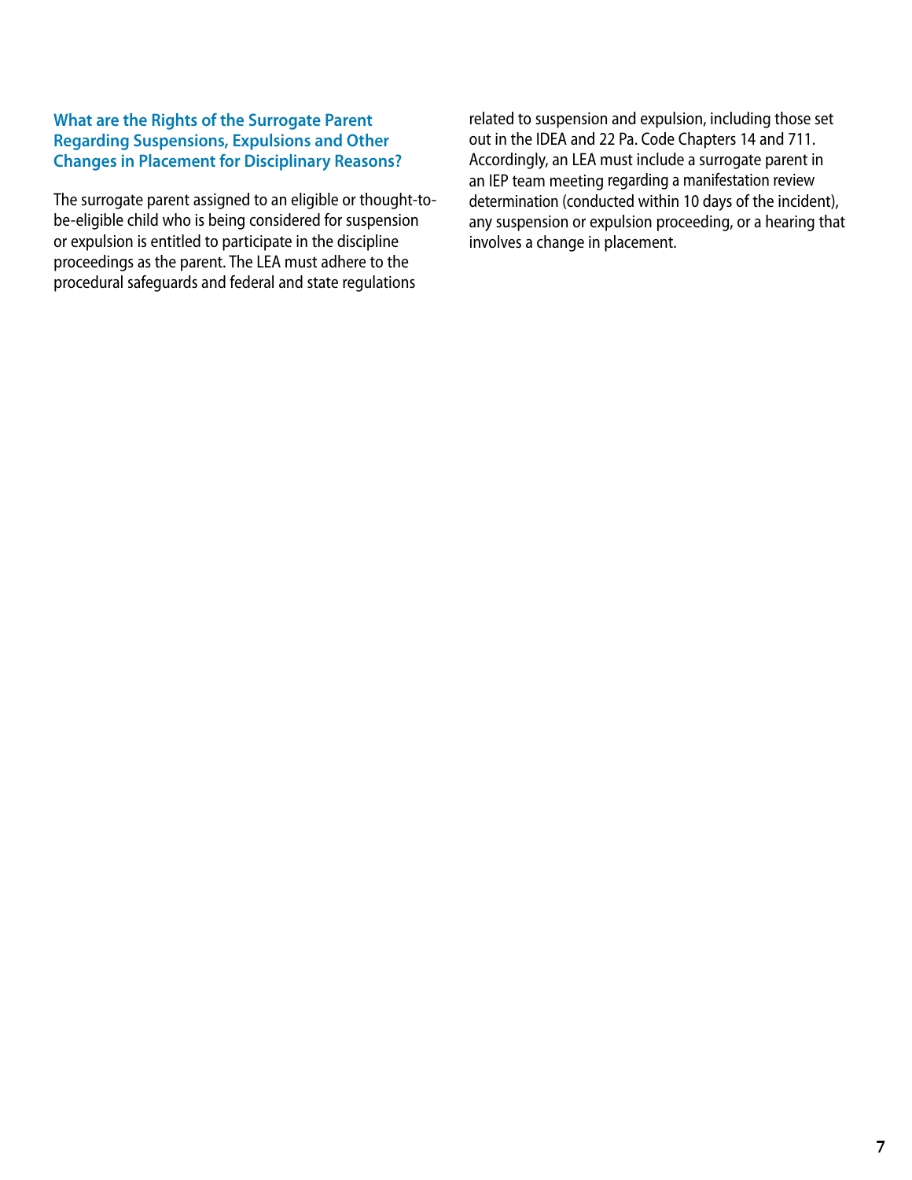### What are the Rights of the Surrogate Parent Regarding Suspensions, Expulsions and Other Changes in Placement for Disciplinary Reasons?

The surrogate parent assigned to an eligible or thought-to-be-eligible child who is being considered for suspension or expulsion is entitled to participate in the discipline proceedings as the parent. The LEA must adhere to the procedural safeguards and federal and state regulations related to suspension and expulsion, including those set out in the IDEA and 22 Pa. Code Chapters 14 and 711. Accordingly, an LEA must include a surrogate parent in an IEP team meeting regarding a manifestation review determination (conducted within 10 days of the incident), any suspension or expulsion proceeding, or a hearing that involves a change in placement.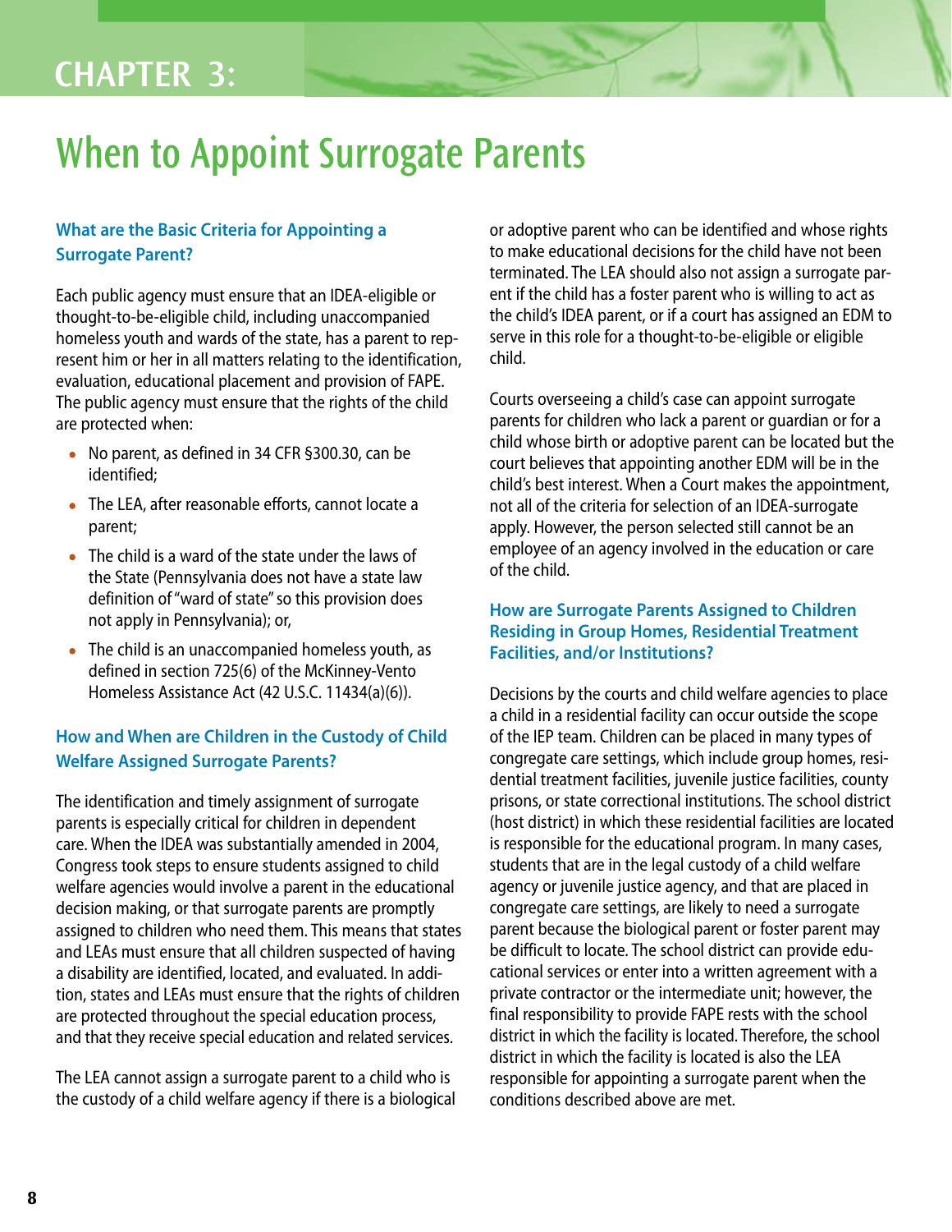# CHAPTER 3:

## When to Appoint Surrogate Parents

### What are the Basic Criteria for Appointing a Surrogate Parent?

Each public agency must ensure that an IDEA-eligible or thought-to-be-eligible child, including unaccompanied homeless youth and wards of the state, has a parent to represent him or her in all matters relating to the identification, evaluation, educational placement and provision of FAPE. The public agency must ensure that the rights of the child are protected when:

- No parent, as defined in 34 CFR §300.30, can be identified;
- The LEA, after reasonable efforts, cannot locate a parent;
- The child is a ward of the state under the laws of the State (Pennsylvania does not have a state law definition of "ward of state" so this provision does not apply in Pennsylvania); or,
- The child is an unaccompanied homeless youth, as defined in section 725(6) of the McKinney-Vento Homeless Assistance Act (42 U.S.C. 11434(a)(6)).

### How and When are Children in the Custody of Child Welfare Assigned Surrogate Parents?

The identification and timely assignment of surrogate parents is especially critical for children in dependent care. When the IDEA was substantially amended in 2004, Congress took steps to ensure students assigned to child welfare agencies would involve a parent in the educational decision making, or that surrogate parents are promptly assigned to children who need them. This means that states and LEAs must ensure that all children suspected of having a disability are identified, located, and evaluated. In addition, states and LEAs must ensure that the rights of children are protected throughout the special education process, and that they receive special education and related services.

The LEA cannot assign a surrogate parent to a child who is the custody of a child welfare agency if there is a biological or adoptive parent who can be identified and whose rights to make educational decisions for the child have not been terminated. The LEA should also not assign a surrogate parent if the child has a foster parent who is willing to act as the child's IDEA parent, or if a court has assigned an EDM to serve in this role for a thought-to-be-eligible or eligible child.

Courts overseeing a child's case can appoint surrogate parents for children who lack a parent or guardian or for a child whose birth or adoptive parent can be located but the court believes that appointing another EDM will be in the child's best interest. When a Court makes the appointment, not all of the criteria for selection of an IDEA-surrogate apply. However, the person selected still cannot be an employee of an agency involved in the education or care of the child.

### How are Surrogate Parents Assigned to Children Residing in Group Homes, Residential Treatment Facilities, and/or Institutions?

Decisions by the courts and child welfare agencies to place a child in a residential facility can occur outside the scope of the IEP team. Children can be placed in many types of congregate care settings, which include group homes, residential treatment facilities, juvenile justice facilities, county prisons, or state correctional institutions. The school district (host district) in which these residential facilities are located is responsible for the educational program. In many cases, students that are in the legal custody of a child welfare agency or juvenile justice agency, and that are placed in congregate care settings, are likely to need a surrogate parent because the biological parent or foster parent may be difficult to locate. The school district can provide educational services or enter into a written agreement with a private contractor or the intermediate unit; however, the final responsibility to provide FAPE rests with the school district in which the facility is located. Therefore, the school district in which the facility is located is also the LEA responsible for appointing a surrogate parent when the conditions described above are met.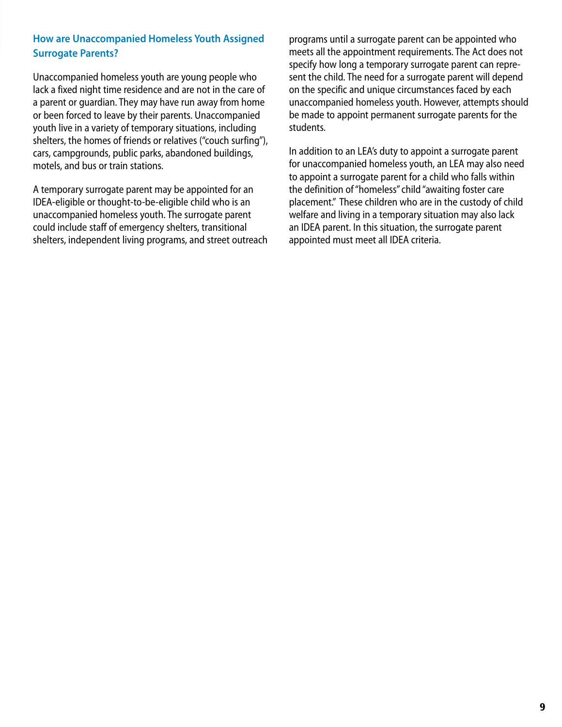### How are Unaccompanied Homeless Youth Assigned Surrogate Parents?

Unaccompanied homeless youth are young people who lack a fixed night time residence and are not in the care of a parent or guardian. They may have run away from home or been forced to leave by their parents. Unaccompanied youth live in a variety of temporary situations, including shelters, the homes of friends or relatives ("couch surfing"), cars, campgrounds, public parks, abandoned buildings, motels, and bus or train stations.

A temporary surrogate parent may be appointed for an IDEA-eligible or thought-to-be-eligible child who is an unaccompanied homeless youth. The surrogate parent could include staff of emergency shelters, transitional shelters, independent living programs, and street outreach programs until a surrogate parent can be appointed who meets all the appointment requirements. The Act does not specify how long a temporary surrogate parent can represent the child. The need for a surrogate parent will depend on the specific and unique circumstances faced by each unaccompanied homeless youth. However, attempts should be made to appoint permanent surrogate parents for the students.

In addition to an LEA's duty to appoint a surrogate parent for unaccompanied homeless youth, an LEA may also need to appoint a surrogate parent for a child who falls within the definition of "homeless" child "awaiting foster care placement." These children who are in the custody of child welfare and living in a temporary situation may also lack an IDEA parent. In this situation, the surrogate parent appointed must meet all IDEA criteria.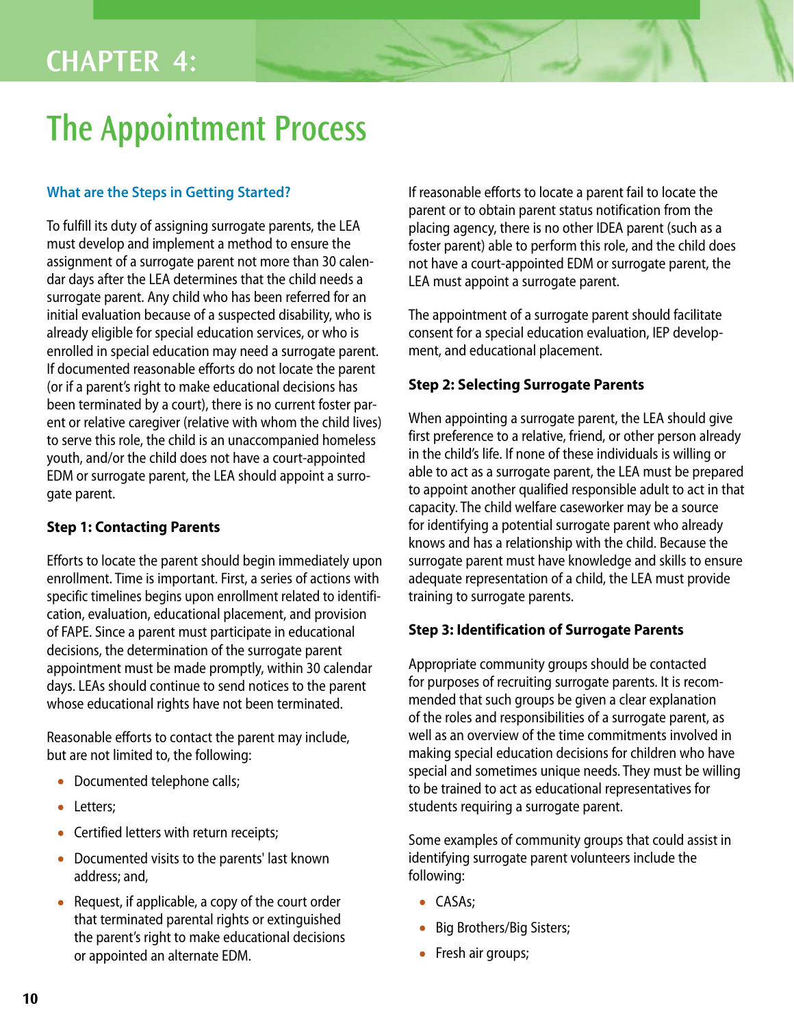# CHAPTER 4:

# The Appointment Process

### What are the Steps in Getting Started?

To fulfill its duty of assigning surrogate parents, the LEA must develop and implement a method to ensure the assignment of a surrogate parent not more than 30 calendar days after the LEA determines that the child needs a surrogate parent. Any child who has been referred for an initial evaluation because of a suspected disability, who is already eligible for special education services, or who is enrolled in special education may need a surrogate parent. If documented reasonable efforts do not locate the parent (or if a parent's right to make educational decisions has been terminated by a court), there is no current foster parent or relative caregiver (relative with whom the child lives) to serve this role, the child is an unaccompanied homeless youth, and/or the child does not have a court-appointed EDM or surrogate parent, the LEA should appoint a surrogate parent.

**Step 1: Contacting Parents**

Efforts to locate the parent should begin immediately upon enrollment. Time is important. First, a series of actions with specific timelines begins upon enrollment related to identification, evaluation, educational placement, and provision of FAPE. Since a parent must participate in educational decisions, the determination of the surrogate parent appointment must be made promptly, within 30 calendar days. LEAs should continue to send notices to the parent whose educational rights have not been terminated.

Reasonable efforts to contact the parent may include, but are not limited to, the following:

- Documented telephone calls;
- Letters;
- Certified letters with return receipts;
- Documented visits to the parents' last known address; and,
- Request, if applicable, a copy of the court order that terminated parental rights or extinguished the parent's right to make educational decisions or appointed an alternate EDM.

If reasonable efforts to locate a parent fail to locate the parent or to obtain parent status notification from the placing agency, there is no other IDEA parent (such as a foster parent) able to perform this role, and the child does not have a court-appointed EDM or surrogate parent, the LEA must appoint a surrogate parent.

The appointment of a surrogate parent should facilitate consent for a special education evaluation, IEP development, and educational placement.

**Step 2: Selecting Surrogate Parents**

When appointing a surrogate parent, the LEA should give first preference to a relative, friend, or other person already in the child's life. If none of these individuals is willing or able to act as a surrogate parent, the LEA must be prepared to appoint another qualified responsible adult to act in that capacity. The child welfare caseworker may be a source for identifying a potential surrogate parent who already knows and has a relationship with the child. Because the surrogate parent must have knowledge and skills to ensure adequate representation of a child, the LEA must provide training to surrogate parents.

**Step 3: Identification of Surrogate Parents**

Appropriate community groups should be contacted for purposes of recruiting surrogate parents. It is recommended that such groups be given a clear explanation of the roles and responsibilities of a surrogate parent, as well as an overview of the time commitments involved in making special education decisions for children who have special and sometimes unique needs. They must be willing to be trained to act as educational representatives for students requiring a surrogate parent.

Some examples of community groups that could assist in identifying surrogate parent volunteers include the following:

- CASAs;
- Big Brothers/Big Sisters;
- Fresh air groups;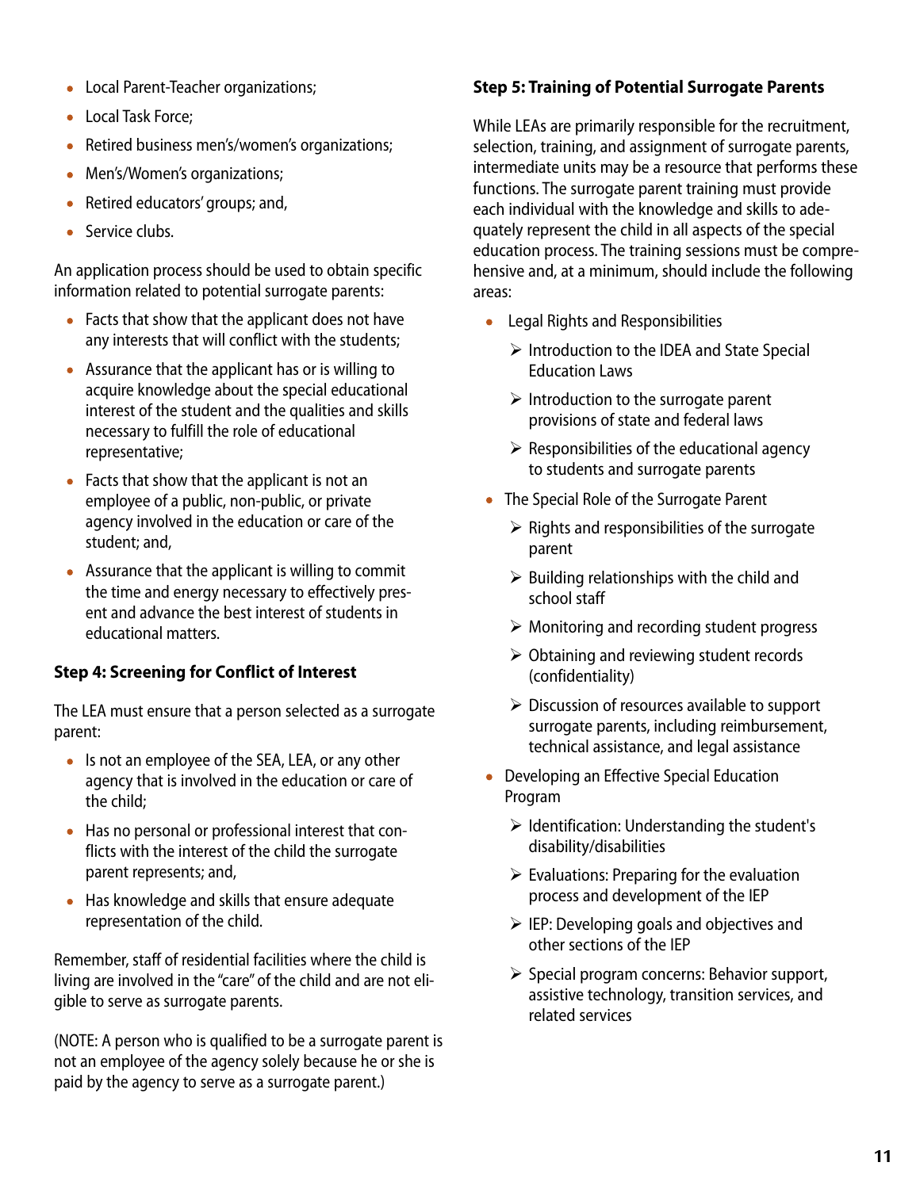- Local Parent-Teacher organizations;
- Local Task Force;
- Retired business men's/women's organizations;
- Men's/Women's organizations;
- Retired educators' groups; and,
- Service clubs.

An application process should be used to obtain specific information related to potential surrogate parents:

- Facts that show that the applicant does not have any interests that will conflict with the students;
- Assurance that the applicant has or is willing to acquire knowledge about the special educational interest of the student and the qualities and skills necessary to fulfill the role of educational representative;
- Facts that show that the applicant is not an employee of a public, non-public, or private agency involved in the education or care of the student; and,
- Assurance that the applicant is willing to commit the time and energy necessary to effectively present and advance the best interest of students in educational matters.

### Step 4: Screening for Conflict of Interest

The LEA must ensure that a person selected as a surrogate parent:

- Is not an employee of the SEA, LEA, or any other agency that is involved in the education or care of the child;
- Has no personal or professional interest that conflicts with the interest of the child the surrogate parent represents; and,
- Has knowledge and skills that ensure adequate representation of the child.

Remember, staff of residential facilities where the child is living are involved in the "care" of the child and are not eligible to serve as surrogate parents.

(NOTE: A person who is qualified to be a surrogate parent is not an employee of the agency solely because he or she is paid by the agency to serve as a surrogate parent.)

### Step 5: Training of Potential Surrogate Parents

While LEAs are primarily responsible for the recruitment, selection, training, and assignment of surrogate parents, intermediate units may be a resource that performs these functions. The surrogate parent training must provide each individual with the knowledge and skills to adequately represent the child in all aspects of the special education process. The training sessions must be comprehensive and, at a minimum, should include the following areas:

- Legal Rights and Responsibilities
  - Introduction to the IDEA and State Special Education Laws
  - Introduction to the surrogate parent provisions of state and federal laws
  - Responsibilities of the educational agency to students and surrogate parents
- The Special Role of the Surrogate Parent
  - Rights and responsibilities of the surrogate parent
  - Building relationships with the child and school staff
  - Monitoring and recording student progress
  - Obtaining and reviewing student records (confidentiality)
  - Discussion of resources available to support surrogate parents, including reimbursement, technical assistance, and legal assistance
- Developing an Effective Special Education Program
  - Identification: Understanding the student's disability/disabilities
  - Evaluations: Preparing for the evaluation process and development of the IEP
  - IEP: Developing goals and objectives and other sections of the IEP
  - Special program concerns: Behavior support, assistive technology, transition services, and related services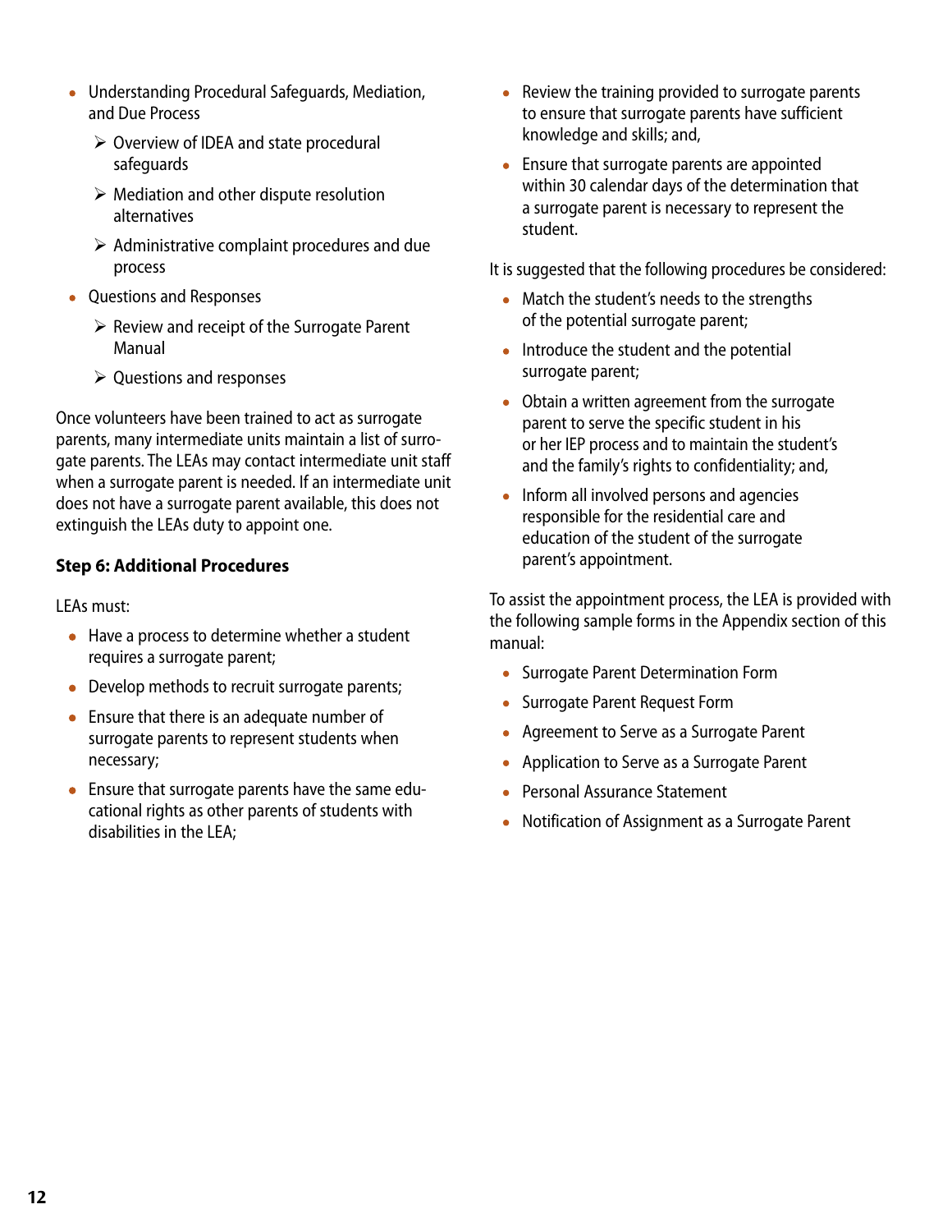- Understanding Procedural Safeguards, Mediation, and Due Process
  - Overview of IDEA and state procedural safeguards
  - Mediation and other dispute resolution alternatives
  - Administrative complaint procedures and due process
- Questions and Responses
  - Review and receipt of the Surrogate Parent Manual
  - Questions and responses

Once volunteers have been trained to act as surrogate parents, many intermediate units maintain a list of surrogate parents. The LEAs may contact intermediate unit staff when a surrogate parent is needed. If an intermediate unit does not have a surrogate parent available, this does not extinguish the LEAs duty to appoint one.

**Step 6: Additional Procedures**

LEAs must:

- Have a process to determine whether a student requires a surrogate parent;
- Develop methods to recruit surrogate parents;
- Ensure that there is an adequate number of surrogate parents to represent students when necessary;
- Ensure that surrogate parents have the same educational rights as other parents of students with disabilities in the LEA;
- Review the training provided to surrogate parents to ensure that surrogate parents have sufficient knowledge and skills; and,
- Ensure that surrogate parents are appointed within 30 calendar days of the determination that a surrogate parent is necessary to represent the student.

It is suggested that the following procedures be considered:

- Match the student's needs to the strengths of the potential surrogate parent;
- Introduce the student and the potential surrogate parent;
- Obtain a written agreement from the surrogate parent to serve the specific student in his or her IEP process and to maintain the student's and the family's rights to confidentiality; and,
- Inform all involved persons and agencies responsible for the residential care and education of the student of the surrogate parent's appointment.

To assist the appointment process, the LEA is provided with the following sample forms in the Appendix section of this manual:

- Surrogate Parent Determination Form
- Surrogate Parent Request Form
- Agreement to Serve as a Surrogate Parent
- Application to Serve as a Surrogate Parent
- Personal Assurance Statement
- Notification of Assignment as a Surrogate Parent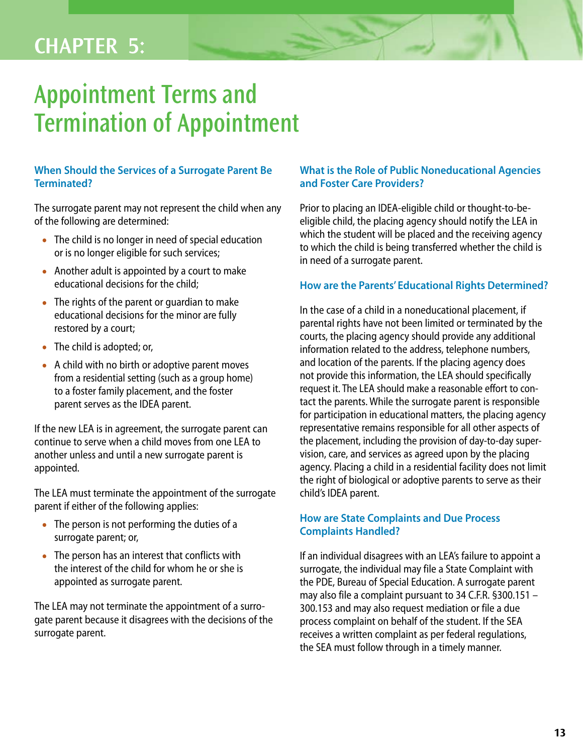# CHAPTER 5:

# Appointment Terms and Termination of Appointment

### When Should the Services of a Surrogate Parent Be Terminated?

The surrogate parent may not represent the child when any of the following are determined:

- The child is no longer in need of special education or is no longer eligible for such services;
- Another adult is appointed by a court to make educational decisions for the child;
- The rights of the parent or guardian to make educational decisions for the minor are fully restored by a court;
- The child is adopted; or,
- A child with no birth or adoptive parent moves from a residential setting (such as a group home) to a foster family placement, and the foster parent serves as the IDEA parent.

If the new LEA is in agreement, the surrogate parent can continue to serve when a child moves from one LEA to another unless and until a new surrogate parent is appointed.

The LEA must terminate the appointment of the surrogate parent if either of the following applies:

- The person is not performing the duties of a surrogate parent; or,
- The person has an interest that conflicts with the interest of the child for whom he or she is appointed as surrogate parent.

The LEA may not terminate the appointment of a surrogate parent because it disagrees with the decisions of the surrogate parent.

### What is the Role of Public Noneducational Agencies and Foster Care Providers?

Prior to placing an IDEA-eligible child or thought-to-be-eligible child, the placing agency should notify the LEA in which the student will be placed and the receiving agency to which the child is being transferred whether the child is in need of a surrogate parent.

### How are the Parents' Educational Rights Determined?

In the case of a child in a noneducational placement, if parental rights have not been limited or terminated by the courts, the placing agency should provide any additional information related to the address, telephone numbers, and location of the parents. If the placing agency does not provide this information, the LEA should specifically request it. The LEA should make a reasonable effort to contact the parents. While the surrogate parent is responsible for participation in educational matters, the placing agency representative remains responsible for all other aspects of the placement, including the provision of day-to-day supervision, care, and services as agreed upon by the placing agency. Placing a child in a residential facility does not limit the right of biological or adoptive parents to serve as their child's IDEA parent.

### How are State Complaints and Due Process Complaints Handled?

If an individual disagrees with an LEA's failure to appoint a surrogate, the individual may file a State Complaint with the PDE, Bureau of Special Education. A surrogate parent may also file a complaint pursuant to 34 C.F.R. §300.151 – 300.153 and may also request mediation or file a due process complaint on behalf of the student. If the SEA receives a written complaint as per federal regulations, the SEA must follow through in a timely manner.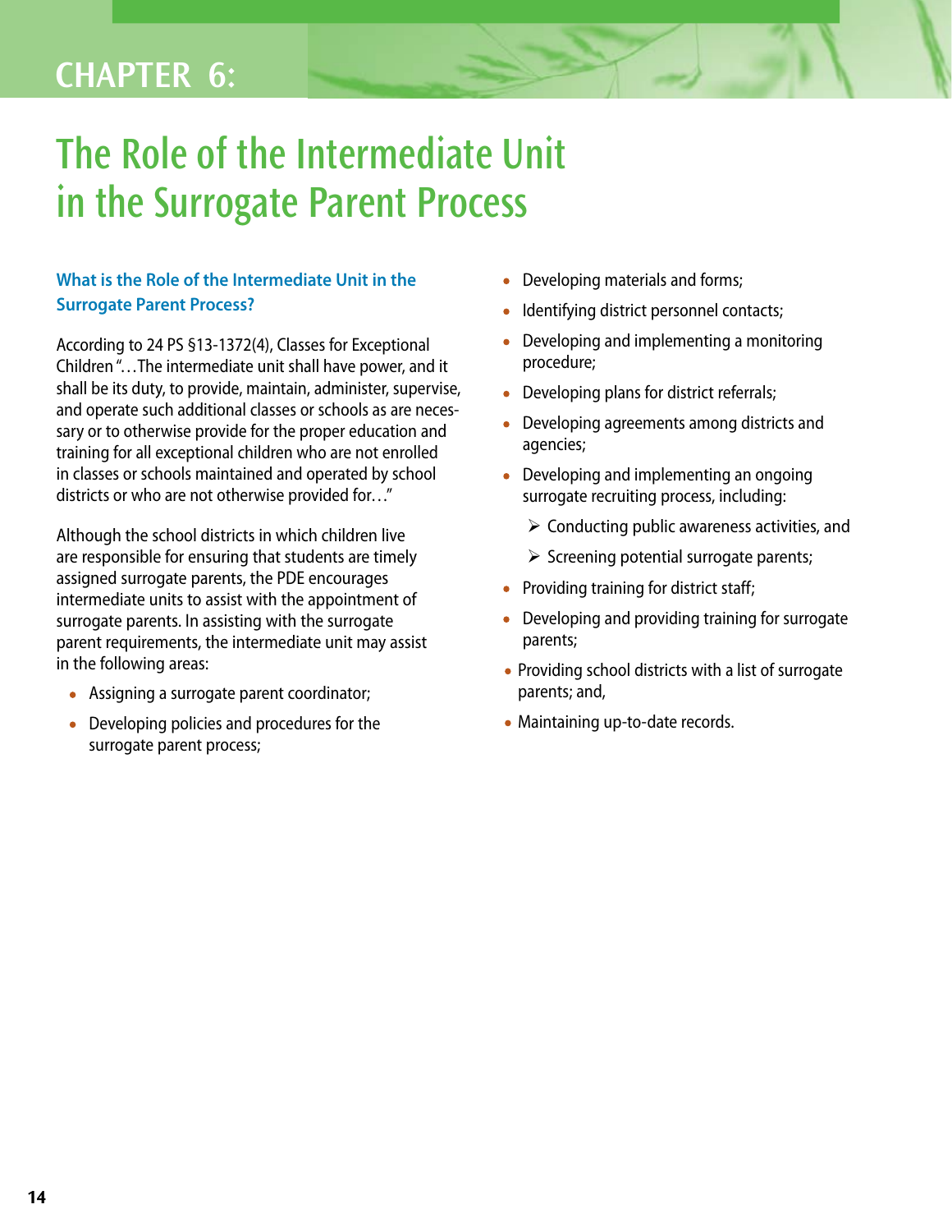# CHAPTER 6:

# The Role of the Intermediate Unit in the Surrogate Parent Process

### What is the Role of the Intermediate Unit in the Surrogate Parent Process?

According to 24 PS §13-1372(4), Classes for Exceptional Children "…The intermediate unit shall have power, and it shall be its duty, to provide, maintain, administer, supervise, and operate such additional classes or schools as are necessary or to otherwise provide for the proper education and training for all exceptional children who are not enrolled in classes or schools maintained and operated by school districts or who are not otherwise provided for…"

Although the school districts in which children live are responsible for ensuring that students are timely assigned surrogate parents, the PDE encourages intermediate units to assist with the appointment of surrogate parents. In assisting with the surrogate parent requirements, the intermediate unit may assist in the following areas:

- Assigning a surrogate parent coordinator;
- Developing policies and procedures for the surrogate parent process;
- Developing materials and forms;
- Identifying district personnel contacts;
- Developing and implementing a monitoring procedure;
- Developing plans for district referrals;
- Developing agreements among districts and agencies;
- Developing and implementing an ongoing surrogate recruiting process, including:
  - Conducting public awareness activities, and
  - Screening potential surrogate parents;
- Providing training for district staff;
- Developing and providing training for surrogate parents;
- Providing school districts with a list of surrogate parents; and,
- Maintaining up-to-date records.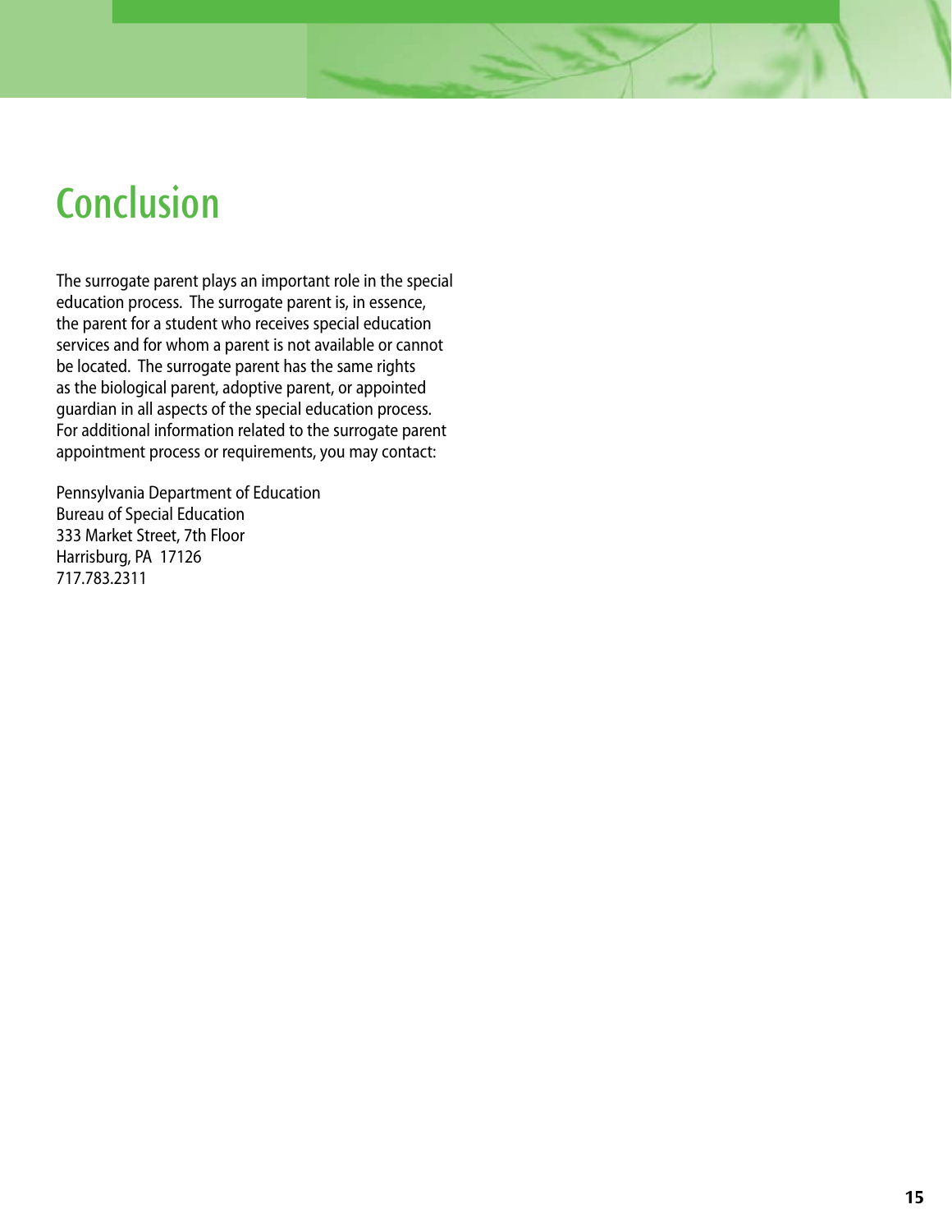# Conclusion

The surrogate parent plays an important role in the special education process. The surrogate parent is, in essence, the parent for a student who receives special education services and for whom a parent is not available or cannot be located. The surrogate parent has the same rights as the biological parent, adoptive parent, or appointed guardian in all aspects of the special education process. For additional information related to the surrogate parent appointment process or requirements, you may contact:

Pennsylvania Department of Education
Bureau of Special Education
333 Market Street, 7th Floor
Harrisburg, PA 17126
717.783.2311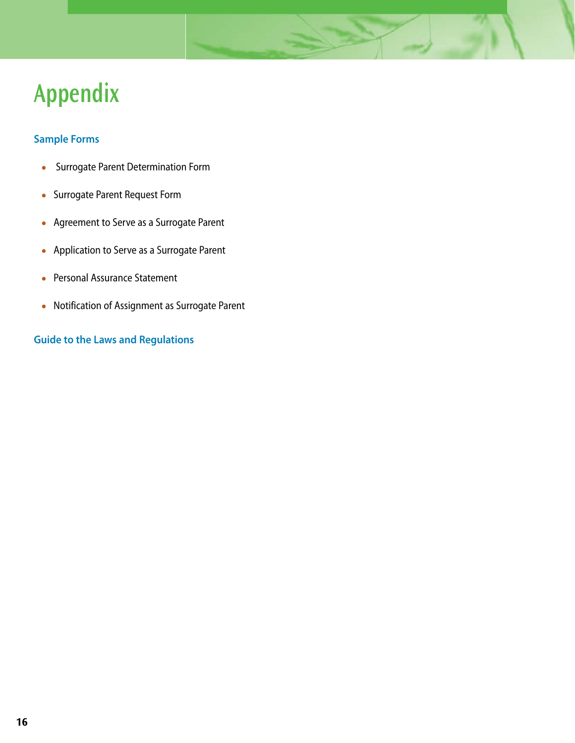# Appendix

### Sample Forms

- Surrogate Parent Determination Form
- Surrogate Parent Request Form
- Agreement to Serve as a Surrogate Parent
- Application to Serve as a Surrogate Parent
- Personal Assurance Statement
- Notification of Assignment as Surrogate Parent

### Guide to the Laws and Regulations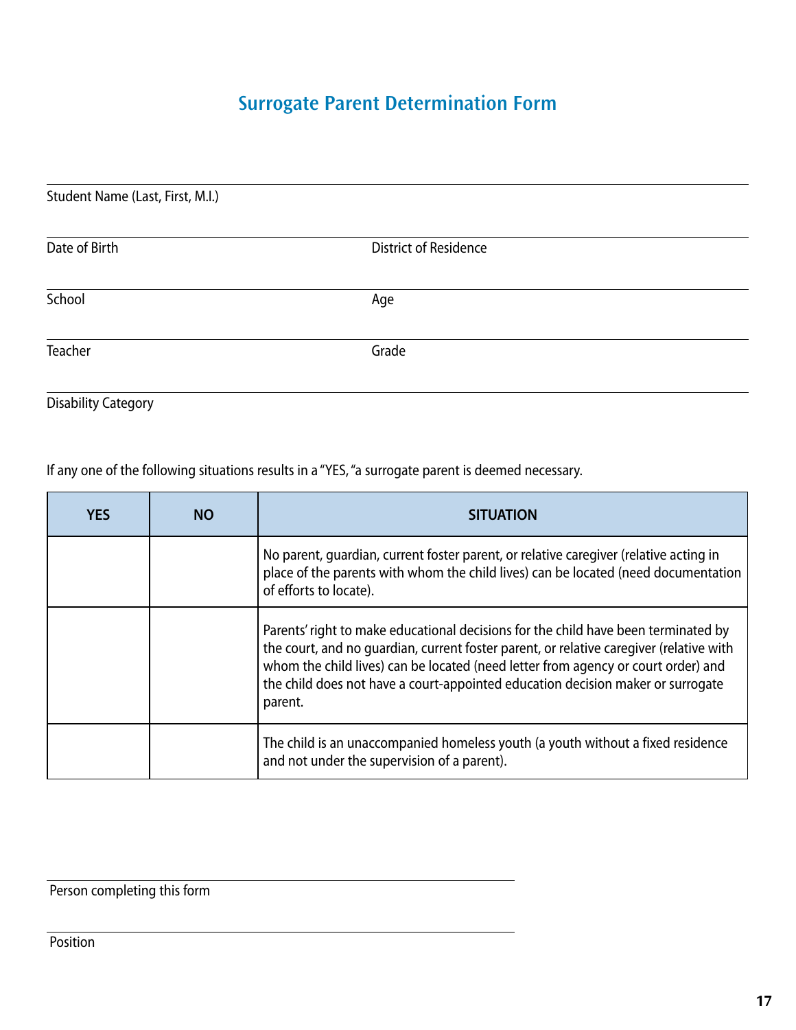# Surrogate Parent Determination Form

Student Name (Last, First, M.I.)

Date of Birth

District of Residence

School

Age

Teacher

Grade

Disability Category

If any one of the following situations results in a "YES, "a surrogate parent is deemed necessary.

| YES | NO | SITUATION |
|---|---|---|
| | | No parent, guardian, current foster parent, or relative caregiver (relative acting in place of the parents with whom the child lives) can be located (need documentation of efforts to locate). |
| | | Parents' right to make educational decisions for the child have been terminated by the court, and no guardian, current foster parent, or relative caregiver (relative with whom the child lives) can be located (need letter from agency or court order) and the child does not have a court-appointed education decision maker or surrogate parent. |
| | | The child is an unaccompanied homeless youth (a youth without a fixed residence and not under the supervision of a parent). |

Person completing this form

Position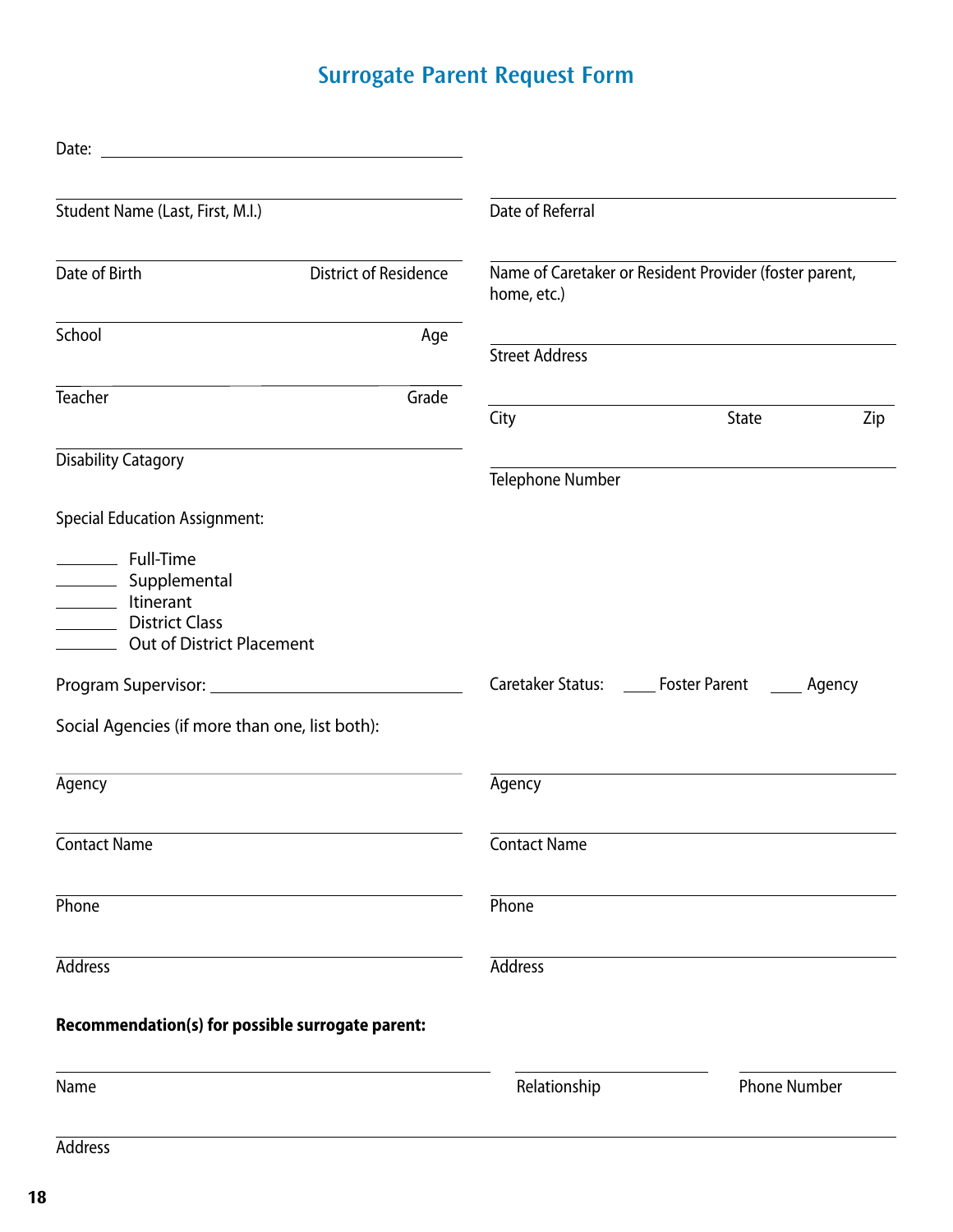# Surrogate Parent Request Form

Date: ______________________________

______________________________
Student Name (Last, First, M.I.)

______________________________
Date of Referral

______________________________
Date of Birth District of Residence

______________________________
Name of Caretaker or Resident Provider (foster parent, home, etc.)

______________________________
School Age

______________________________
Street Address

______________________________
Teacher Grade

______________________________
City State Zip

______________________________
Disability Catagory

______________________________
Telephone Number

Special Education Assignment:

_______ Full-Time
_______ Supplemental
_______ Itinerant
_______ District Class
_______ Out of District Placement

Program Supervisor: ______________________________

Caretaker Status: ____ Foster Parent ____ Agency

Social Agencies (if more than one, list both):

______________________________
Agency

______________________________
Contact Name

______________________________
Phone

______________________________
Address

______________________________
Agency

______________________________
Contact Name

______________________________
Phone

______________________________
Address

**Recommendation(s) for possible surrogate parent:**

______________________________
Name Relationship Phone Number

______________________________
Address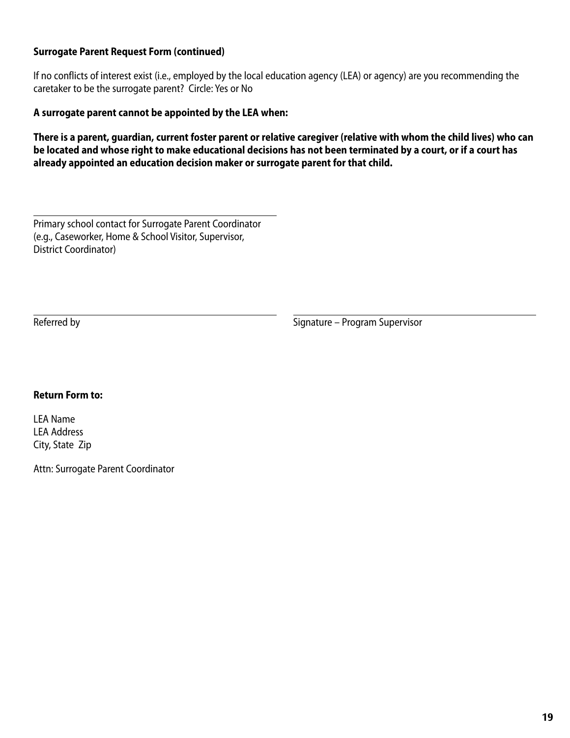**Surrogate Parent Request Form (continued)**

If no conflicts of interest exist (i.e., employed by the local education agency (LEA) or agency) are you recommending the caretaker to be the surrogate parent? Circle: Yes or No

**A surrogate parent cannot be appointed by the LEA when:**

**There is a parent, guardian, current foster parent or relative caregiver (relative with whom the child lives) who can be located and whose right to make educational decisions has not been terminated by a court, or if a court has already appointed an education decision maker or surrogate parent for that child.**

\_\_\_\_\_\_\_\_\_\_\_\_\_\_\_\_\_\_\_\_\_\_\_\_\_\_\_\_\_\_\_\_\_\_\_\_\_\_\_\_\_\_\_\_\_\_\_\_\_\_
Primary school contact for Surrogate Parent Coordinator (e.g., Caseworker, Home & School Visitor, Supervisor, District Coordinator)

\_\_\_\_\_\_\_\_\_\_\_\_\_\_\_\_\_\_\_\_\_\_\_\_\_\_\_\_\_\_\_\_\_\_\_\_\_\_\_\_\_\_\_\_\_\_\_\_\_\_
Referred by

\_\_\_\_\_\_\_\_\_\_\_\_\_\_\_\_\_\_\_\_\_\_\_\_\_\_\_\_\_\_\_\_\_\_\_\_\_\_\_\_\_\_\_\_\_\_\_\_\_\_
Signature – Program Supervisor

**Return Form to:**

LEA Name
LEA Address
City, State Zip

Attn: Surrogate Parent Coordinator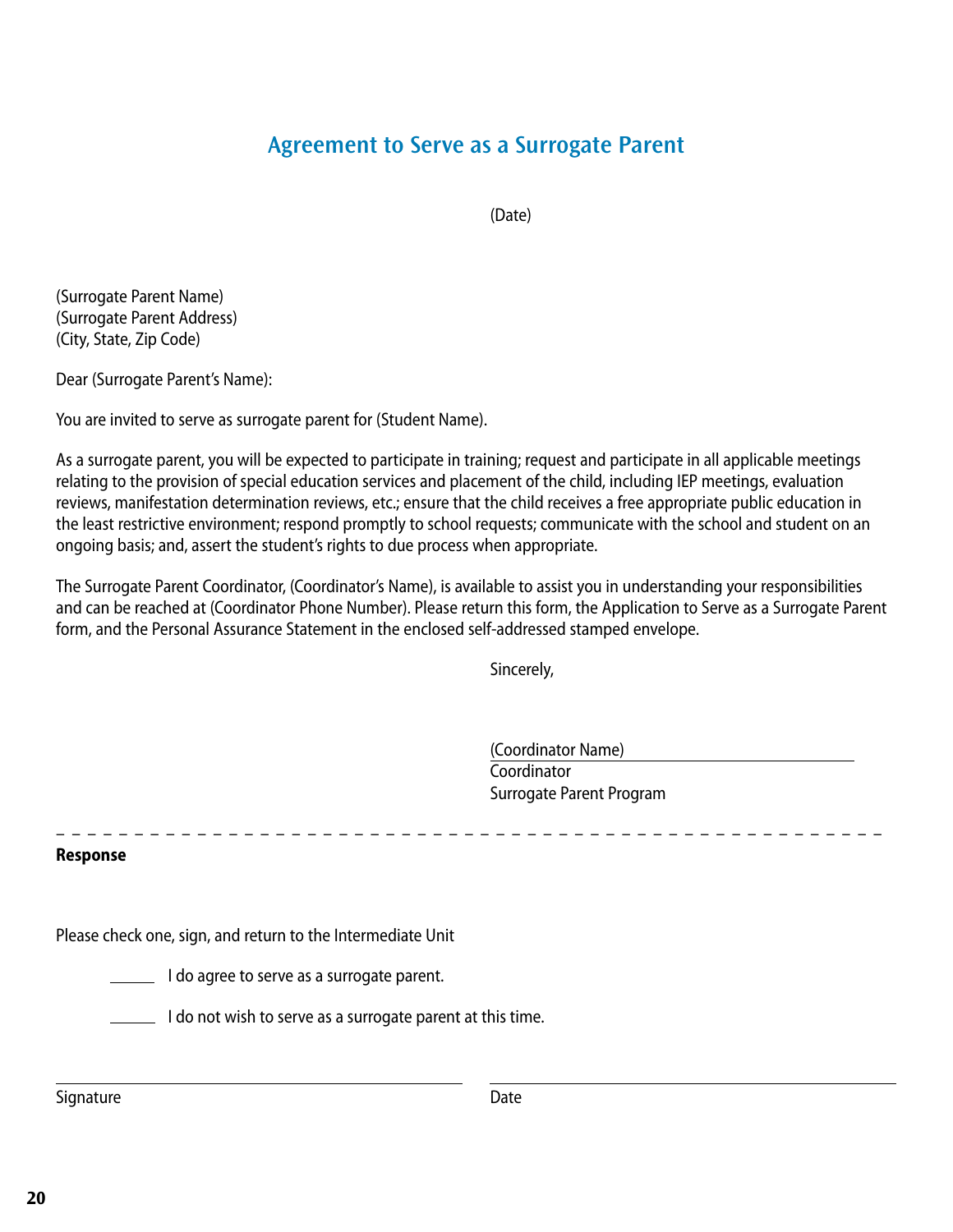# Agreement to Serve as a Surrogate Parent

(Date)

(Surrogate Parent Name)
(Surrogate Parent Address)
(City, State, Zip Code)

Dear (Surrogate Parent's Name):

You are invited to serve as surrogate parent for (Student Name).

As a surrogate parent, you will be expected to participate in training; request and participate in all applicable meetings relating to the provision of special education services and placement of the child, including IEP meetings, evaluation reviews, manifestation determination reviews, etc.; ensure that the child receives a free appropriate public education in the least restrictive environment; respond promptly to school requests; communicate with the school and student on an ongoing basis; and, assert the student's rights to due process when appropriate.

The Surrogate Parent Coordinator, (Coordinator's Name), is available to assist you in understanding your responsibilities and can be reached at (Coordinator Phone Number). Please return this form, the Application to Serve as a Surrogate Parent form, and the Personal Assurance Statement in the enclosed self-addressed stamped envelope.

Sincerely,

(Coordinator Name) ______________________
Coordinator
Surrogate Parent Program

---

**Response**

Please check one, sign, and return to the Intermediate Unit

_____ I do agree to serve as a surrogate parent.

_____ I do not wish to serve as a surrogate parent at this time.

______________________________ ______________________________
Signature Date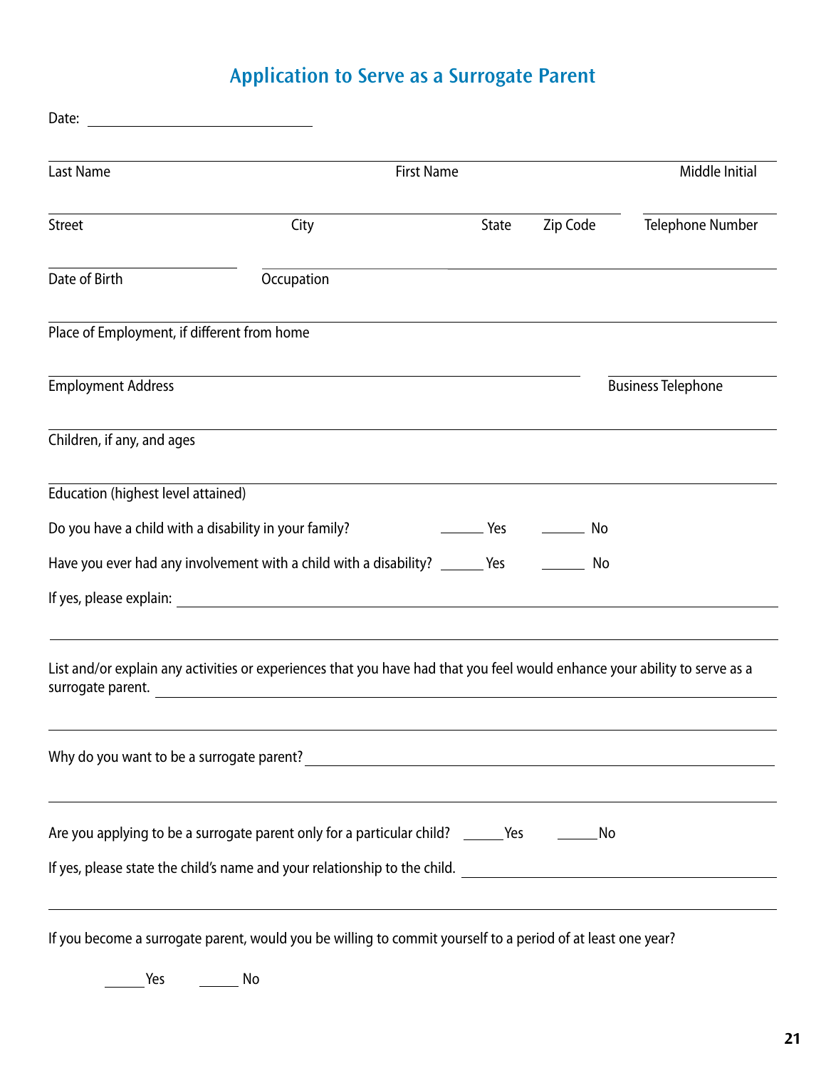# Application to Serve as a Surrogate Parent

Date: ______________________________

_____________________________________________________________________________

Last Name First Name Middle Initial

_____________________________________________________________________________

Street City State Zip Code Telephone Number

_____________________________________________________________________________

Date of Birth Occupation

_____________________________________________________________________________

Place of Employment, if different from home

_____________________________________________________________________________

Employment Address Business Telephone

_____________________________________________________________________________

Children, if any, and ages

_____________________________________________________________________________

Education (highest level attained)

Do you have a child with a disability in your family? ______ Yes ______ No

Have you ever had any involvement with a child with a disability? ______ Yes ______ No

If yes, please explain: ______________________________________________________

_____________________________________________________________________________

List and/or explain any activities or experiences that you have had that you feel would enhance your ability to serve as a surrogate parent. ______________________________________________________

_____________________________________________________________________________

Why do you want to be a surrogate parent? ______________________________________________________

_____________________________________________________________________________

Are you applying to be a surrogate parent only for a particular child? ______Yes ______No

If yes, please state the child's name and your relationship to the child. ______________________________

_____________________________________________________________________________

If you become a surrogate parent, would you be willing to commit yourself to a period of at least one year?

______Yes ______ No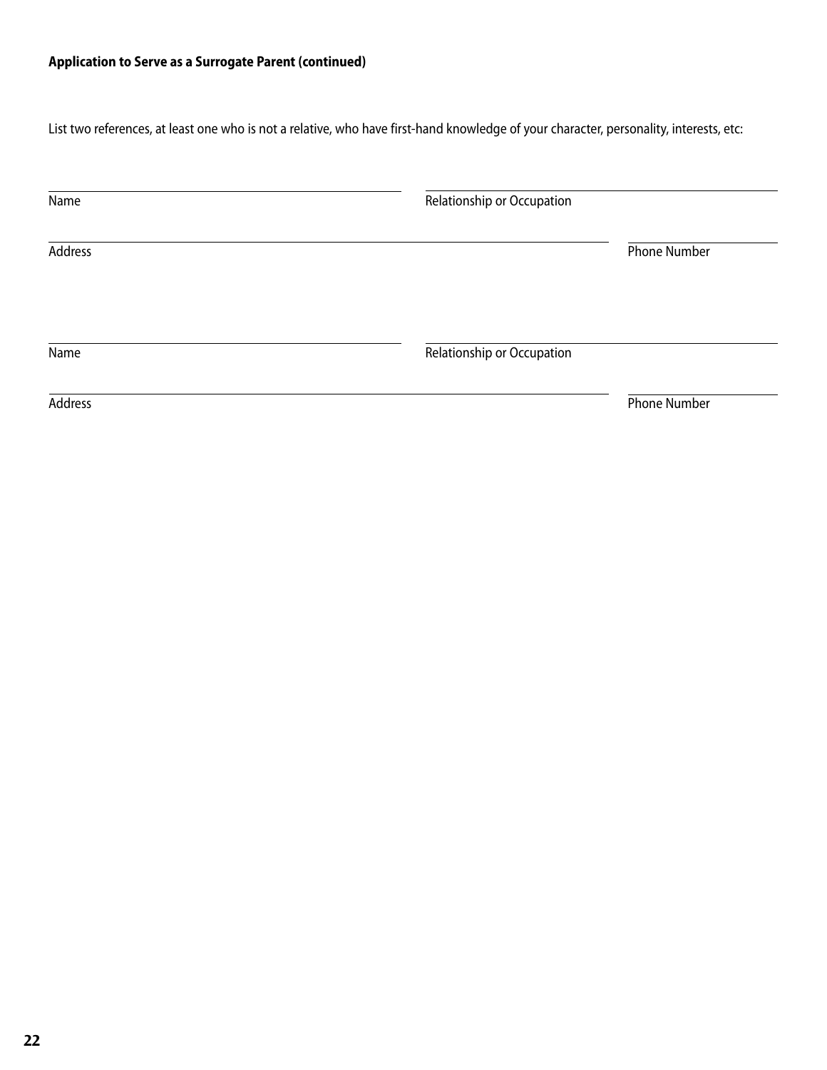**Application to Serve as a Surrogate Parent (continued)**

List two references, at least one who is not a relative, who have first-hand knowledge of your character, personality, interests, etc:

______________________________ ______________________________
Name Relationship or Occupation

______________________________ ______________________________
Address Phone Number

______________________________ ______________________________
Name Relationship or Occupation

______________________________ ______________________________
Address Phone Number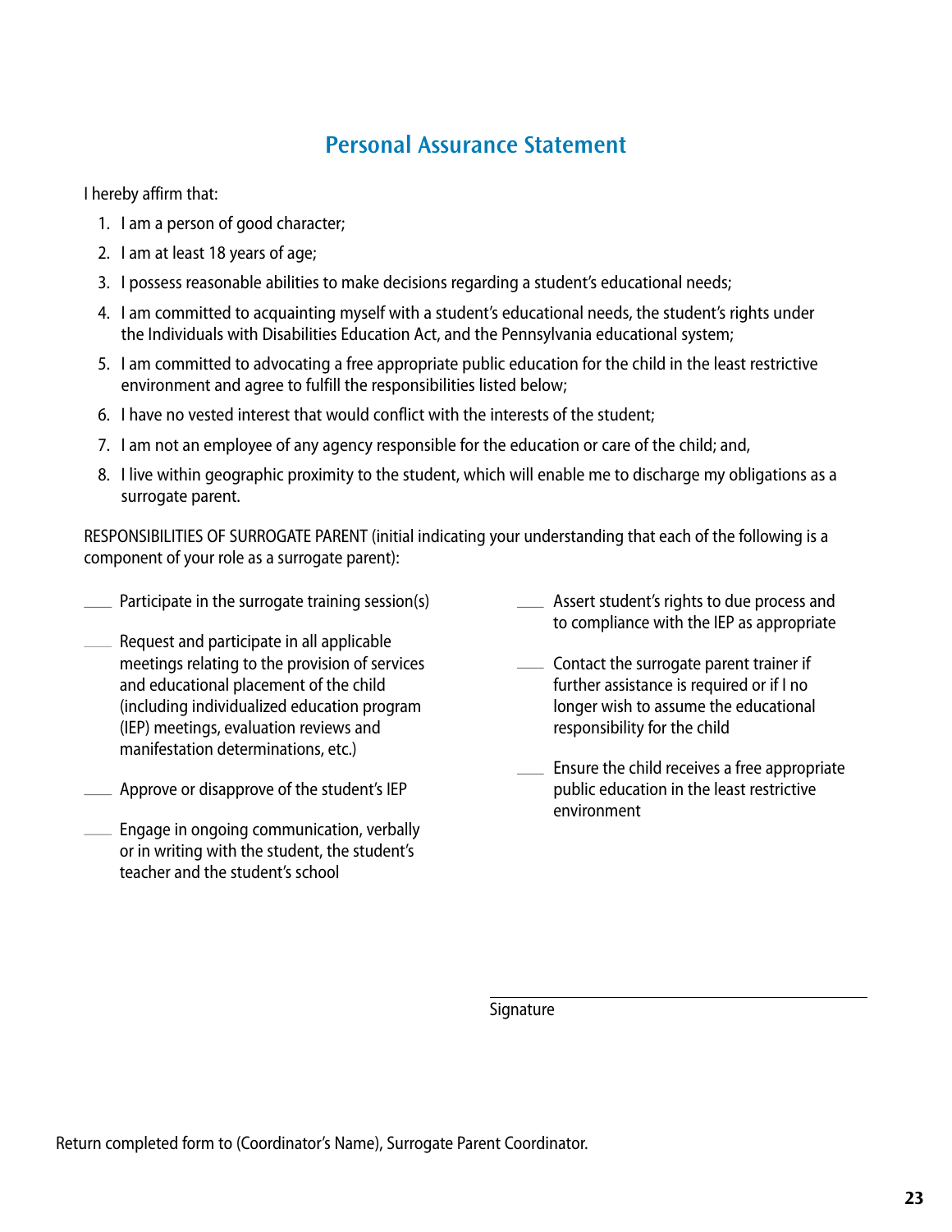# Personal Assurance Statement

I hereby affirm that:

1. I am a person of good character;
2. I am at least 18 years of age;
3. I possess reasonable abilities to make decisions regarding a student's educational needs;
4. I am committed to acquainting myself with a student's educational needs, the student's rights under the Individuals with Disabilities Education Act, and the Pennsylvania educational system;
5. I am committed to advocating a free appropriate public education for the child in the least restrictive environment and agree to fulfill the responsibilities listed below;
6. I have no vested interest that would conflict with the interests of the student;
7. I am not an employee of any agency responsible for the education or care of the child; and,
8. I live within geographic proximity to the student, which will enable me to discharge my obligations as a surrogate parent.

RESPONSIBILITIES OF SURROGATE PARENT (initial indicating your understanding that each of the following is a component of your role as a surrogate parent):

____ Participate in the surrogate training session(s)

____ Request and participate in all applicable meetings relating to the provision of services and educational placement of the child (including individualized education program (IEP) meetings, evaluation reviews and manifestation determinations, etc.)

____ Approve or disapprove of the student's IEP

____ Engage in ongoing communication, verbally or in writing with the student, the student's teacher and the student's school

____ Assert student's rights to due process and to compliance with the IEP as appropriate

____ Contact the surrogate parent trainer if further assistance is required or if I no longer wish to assume the educational responsibility for the child

____ Ensure the child receives a free appropriate public education in the least restrictive environment

______________________________
Signature

Return completed form to (Coordinator's Name), Surrogate Parent Coordinator.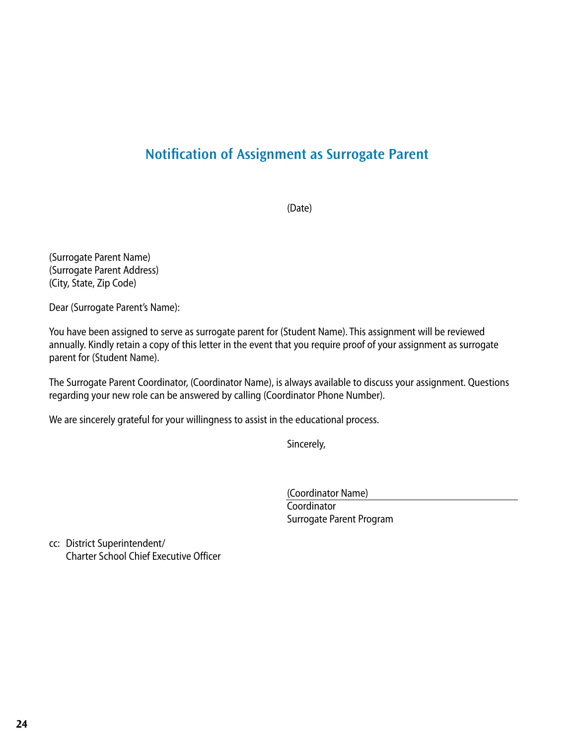# Notification of Assignment as Surrogate Parent

(Date)

(Surrogate Parent Name)
(Surrogate Parent Address)
(City, State, Zip Code)

Dear (Surrogate Parent's Name):

You have been assigned to serve as surrogate parent for (Student Name). This assignment will be reviewed annually. Kindly retain a copy of this letter in the event that you require proof of your assignment as surrogate parent for (Student Name).

The Surrogate Parent Coordinator, (Coordinator Name), is always available to discuss your assignment. Questions regarding your new role can be answered by calling (Coordinator Phone Number).

We are sincerely grateful for your willingness to assist in the educational process.

Sincerely,

(Coordinator Name)
Coordinator
Surrogate Parent Program

cc: District Superintendent/
Charter School Chief Executive Officer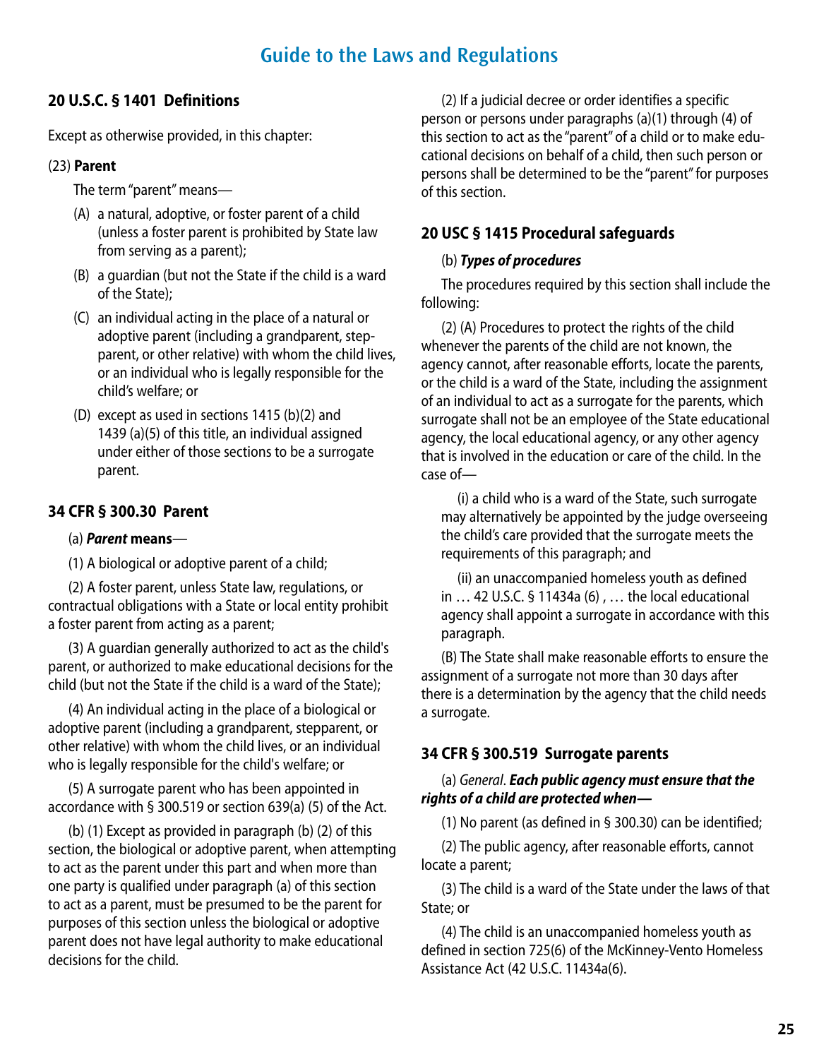# Guide to the Laws and Regulations

## 20 U.S.C. § 1401 Definitions

Except as otherwise provided, in this chapter:

(23) **Parent**

The term "parent" means—

(A) a natural, adoptive, or foster parent of a child (unless a foster parent is prohibited by State law from serving as a parent);

(B) a guardian (but not the State if the child is a ward of the State);

(C) an individual acting in the place of a natural or adoptive parent (including a grandparent, step-parent, or other relative) with whom the child lives, or an individual who is legally responsible for the child's welfare; or

(D) except as used in sections 1415 (b)(2) and 1439 (a)(5) of this title, an individual assigned under either of those sections to be a surrogate parent.

## 34 CFR § 300.30 Parent

(a) ***Parent* means**—

(1) A biological or adoptive parent of a child;

(2) A foster parent, unless State law, regulations, or contractual obligations with a State or local entity prohibit a foster parent from acting as a parent;

(3) A guardian generally authorized to act as the child's parent, or authorized to make educational decisions for the child (but not the State if the child is a ward of the State);

(4) An individual acting in the place of a biological or adoptive parent (including a grandparent, stepparent, or other relative) with whom the child lives, or an individual who is legally responsible for the child's welfare; or

(5) A surrogate parent who has been appointed in accordance with § 300.519 or section 639(a) (5) of the Act.

(b) (1) Except as provided in paragraph (b) (2) of this section, the biological or adoptive parent, when attempting to act as the parent under this part and when more than one party is qualified under paragraph (a) of this section to act as a parent, must be presumed to be the parent for purposes of this section unless the biological or adoptive parent does not have legal authority to make educational decisions for the child.

(2) If a judicial decree or order identifies a specific person or persons under paragraphs (a)(1) through (4) of this section to act as the "parent" of a child or to make educational decisions on behalf of a child, then such person or persons shall be determined to be the "parent" for purposes of this section.

## 20 USC § 1415 Procedural safeguards

(b) ***Types of procedures***

The procedures required by this section shall include the following:

(2) (A) Procedures to protect the rights of the child whenever the parents of the child are not known, the agency cannot, after reasonable efforts, locate the parents, or the child is a ward of the State, including the assignment of an individual to act as a surrogate for the parents, which surrogate shall not be an employee of the State educational agency, the local educational agency, or any other agency that is involved in the education or care of the child. In the case of—

(i) a child who is a ward of the State, such surrogate may alternatively be appointed by the judge overseeing the child's care provided that the surrogate meets the requirements of this paragraph; and

(ii) an unaccompanied homeless youth as defined in … 42 U.S.C. § 11434a (6) , … the local educational agency shall appoint a surrogate in accordance with this paragraph.

(B) The State shall make reasonable efforts to ensure the assignment of a surrogate not more than 30 days after there is a determination by the agency that the child needs a surrogate.

## 34 CFR § 300.519 Surrogate parents

(a) *General*. ***Each public agency must ensure that the rights of a child are protected when—***

(1) No parent (as defined in § 300.30) can be identified;

(2) The public agency, after reasonable efforts, cannot locate a parent;

(3) The child is a ward of the State under the laws of that State; or

(4) The child is an unaccompanied homeless youth as defined in section 725(6) of the McKinney-Vento Homeless Assistance Act (42 U.S.C. 11434a(6).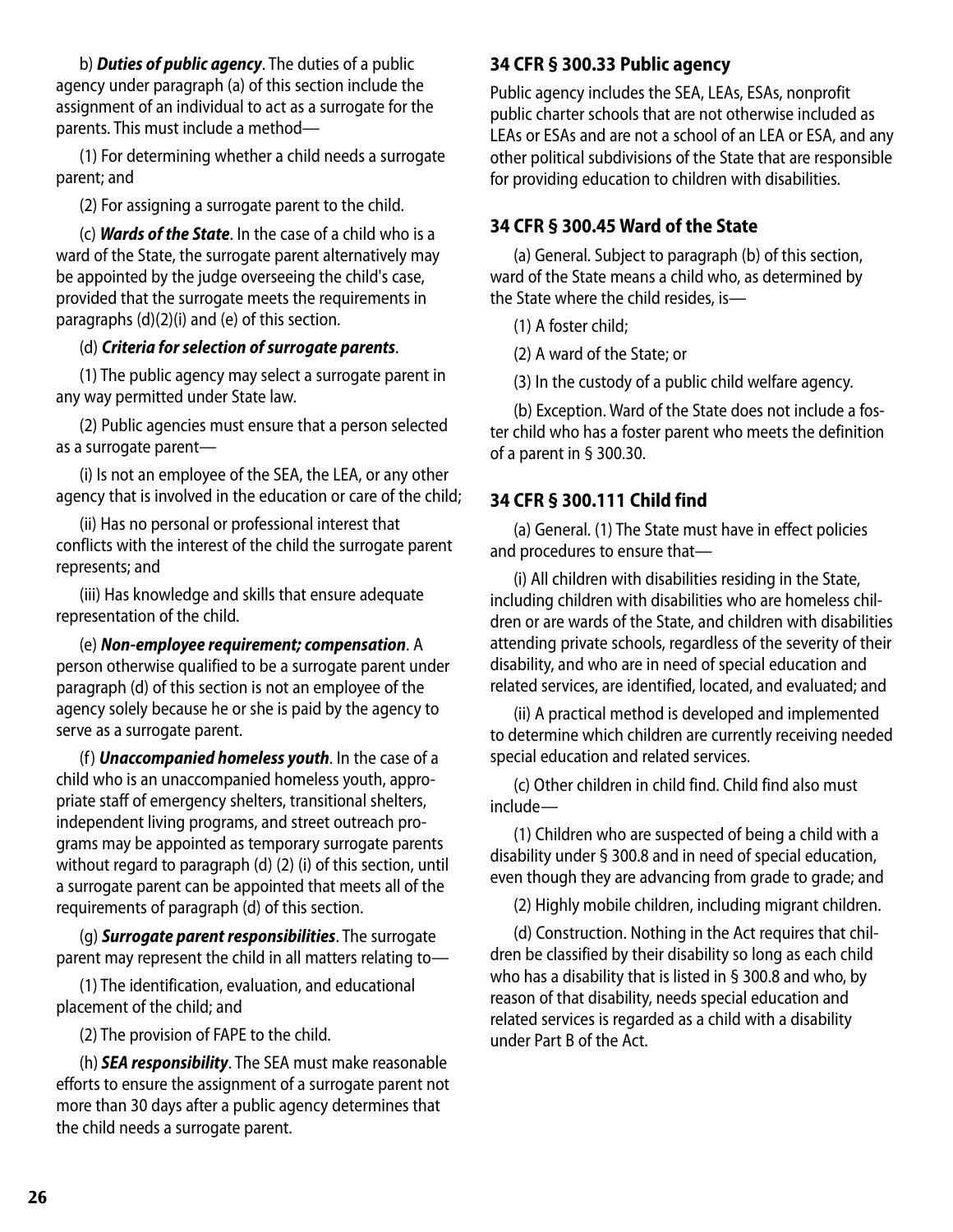b) ***Duties of public agency***. The duties of a public agency under paragraph (a) of this section include the assignment of an individual to act as a surrogate for the parents. This must include a method—

(1) For determining whether a child needs a surrogate parent; and

(2) For assigning a surrogate parent to the child.

(c) ***Wards of the State***. In the case of a child who is a ward of the State, the surrogate parent alternatively may be appointed by the judge overseeing the child's case, provided that the surrogate meets the requirements in paragraphs (d)(2)(i) and (e) of this section.

(d) ***Criteria for selection of surrogate parents***.

(1) The public agency may select a surrogate parent in any way permitted under State law.

(2) Public agencies must ensure that a person selected as a surrogate parent—

(i) Is not an employee of the SEA, the LEA, or any other agency that is involved in the education or care of the child;

(ii) Has no personal or professional interest that conflicts with the interest of the child the surrogate parent represents; and

(iii) Has knowledge and skills that ensure adequate representation of the child.

(e) ***Non-employee requirement; compensation***. A person otherwise qualified to be a surrogate parent under paragraph (d) of this section is not an employee of the agency solely because he or she is paid by the agency to serve as a surrogate parent.

(f) ***Unaccompanied homeless youth***. In the case of a child who is an unaccompanied homeless youth, appropriate staff of emergency shelters, transitional shelters, independent living programs, and street outreach programs may be appointed as temporary surrogate parents without regard to paragraph (d) (2) (i) of this section, until a surrogate parent can be appointed that meets all of the requirements of paragraph (d) of this section.

(g) ***Surrogate parent responsibilities***. The surrogate parent may represent the child in all matters relating to—

(1) The identification, evaluation, and educational placement of the child; and

(2) The provision of FAPE to the child.

(h) ***SEA responsibility***. The SEA must make reasonable efforts to ensure the assignment of a surrogate parent not more than 30 days after a public agency determines that the child needs a surrogate parent.

### 34 CFR § 300.33 Public agency

Public agency includes the SEA, LEAs, ESAs, nonprofit public charter schools that are not otherwise included as LEAs or ESAs and are not a school of an LEA or ESA, and any other political subdivisions of the State that are responsible for providing education to children with disabilities.

### 34 CFR § 300.45 Ward of the State

(a) General. Subject to paragraph (b) of this section, ward of the State means a child who, as determined by the State where the child resides, is—

(1) A foster child;

(2) A ward of the State; or

(3) In the custody of a public child welfare agency.

(b) Exception. Ward of the State does not include a foster child who has a foster parent who meets the definition of a parent in § 300.30.

### 34 CFR § 300.111 Child find

(a) General. (1) The State must have in effect policies and procedures to ensure that—

(i) All children with disabilities residing in the State, including children with disabilities who are homeless children or are wards of the State, and children with disabilities attending private schools, regardless of the severity of their disability, and who are in need of special education and related services, are identified, located, and evaluated; and

(ii) A practical method is developed and implemented to determine which children are currently receiving needed special education and related services.

(c) Other children in child find. Child find also must include—

(1) Children who are suspected of being a child with a disability under § 300.8 and in need of special education, even though they are advancing from grade to grade; and

(2) Highly mobile children, including migrant children.

(d) Construction. Nothing in the Act requires that children be classified by their disability so long as each child who has a disability that is listed in § 300.8 and who, by reason of that disability, needs special education and related services is regarded as a child with a disability under Part B of the Act.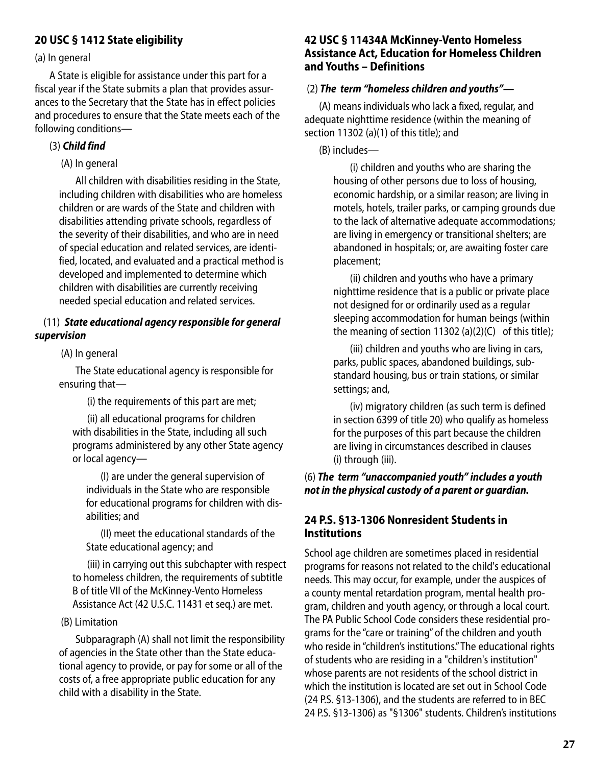### 20 USC § 1412 State eligibility

(a) In general

A State is eligible for assistance under this part for a fiscal year if the State submits a plan that provides assurances to the Secretary that the State has in effect policies and procedures to ensure that the State meets each of the following conditions—

(3) ***Child find***

(A) In general

All children with disabilities residing in the State, including children with disabilities who are homeless children or are wards of the State and children with disabilities attending private schools, regardless of the severity of their disabilities, and who are in need of special education and related services, are identified, located, and evaluated and a practical method is developed and implemented to determine which children with disabilities are currently receiving needed special education and related services.

(11) ***State educational agency responsible for general supervision***

(A) In general

The State educational agency is responsible for ensuring that—

(i) the requirements of this part are met;

(ii) all educational programs for children with disabilities in the State, including all such programs administered by any other State agency or local agency—

(I) are under the general supervision of individuals in the State who are responsible for educational programs for children with disabilities; and

(II) meet the educational standards of the State educational agency; and

(iii) in carrying out this subchapter with respect to homeless children, the requirements of subtitle B of title VII of the McKinney-Vento Homeless Assistance Act (42 U.S.C. 11431 et seq.) are met.

(B) Limitation

Subparagraph (A) shall not limit the responsibility of agencies in the State other than the State educational agency to provide, or pay for some or all of the costs of, a free appropriate public education for any child with a disability in the State.

### 42 USC § 11434A McKinney-Vento Homeless Assistance Act, Education for Homeless Children and Youths – Definitions

(2) ***The term "homeless children and youths"—***

(A) means individuals who lack a fixed, regular, and adequate nighttime residence (within the meaning of section 11302 (a)(1) of this title); and

(B) includes—

(i) children and youths who are sharing the housing of other persons due to loss of housing, economic hardship, or a similar reason; are living in motels, hotels, trailer parks, or camping grounds due to the lack of alternative adequate accommodations; are living in emergency or transitional shelters; are abandoned in hospitals; or, are awaiting foster care placement;

(ii) children and youths who have a primary nighttime residence that is a public or private place not designed for or ordinarily used as a regular sleeping accommodation for human beings (within the meaning of section 11302 (a)(2)(C) of this title);

(iii) children and youths who are living in cars, parks, public spaces, abandoned buildings, substandard housing, bus or train stations, or similar settings; and,

(iv) migratory children (as such term is defined in section 6399 of title 20) who qualify as homeless for the purposes of this part because the children are living in circumstances described in clauses (i) through (iii).

(6) ***The term "unaccompanied youth" includes a youth not in the physical custody of a parent or guardian.***

### 24 P.S. §13-1306 Nonresident Students in Institutions

School age children are sometimes placed in residential programs for reasons not related to the child's educational needs. This may occur, for example, under the auspices of a county mental retardation program, mental health program, children and youth agency, or through a local court. The PA Public School Code considers these residential programs for the "care or training" of the children and youth who reside in "children's institutions." The educational rights of students who are residing in a "children's institution" whose parents are not residents of the school district in which the institution is located are set out in School Code (24 P.S. §13-1306), and the students are referred to in BEC 24 P.S. §13-1306) as "§1306" students. Children's institutions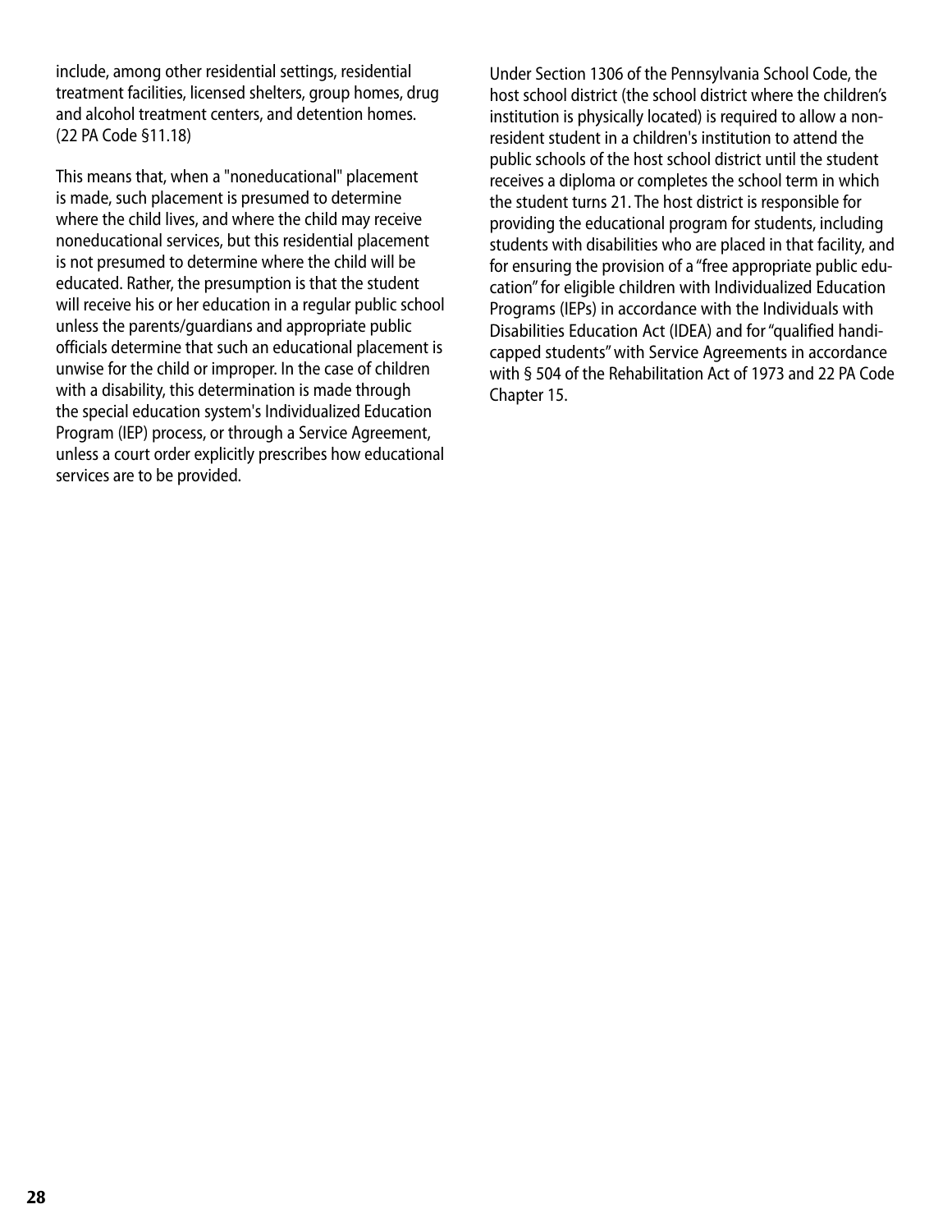include, among other residential settings, residential treatment facilities, licensed shelters, group homes, drug and alcohol treatment centers, and detention homes. (22 PA Code §11.18)

This means that, when a "noneducational" placement is made, such placement is presumed to determine where the child lives, and where the child may receive noneducational services, but this residential placement is not presumed to determine where the child will be educated. Rather, the presumption is that the student will receive his or her education in a regular public school unless the parents/guardians and appropriate public officials determine that such an educational placement is unwise for the child or improper. In the case of children with a disability, this determination is made through the special education system's Individualized Education Program (IEP) process, or through a Service Agreement, unless a court order explicitly prescribes how educational services are to be provided.

Under Section 1306 of the Pennsylvania School Code, the host school district (the school district where the children's institution is physically located) is required to allow a non-resident student in a children's institution to attend the public schools of the host school district until the student receives a diploma or completes the school term in which the student turns 21. The host district is responsible for providing the educational program for students, including students with disabilities who are placed in that facility, and for ensuring the provision of a "free appropriate public education" for eligible children with Individualized Education Programs (IEPs) in accordance with the Individuals with Disabilities Education Act (IDEA) and for "qualified handicapped students" with Service Agreements in accordance with § 504 of the Rehabilitation Act of 1973 and 22 PA Code Chapter 15.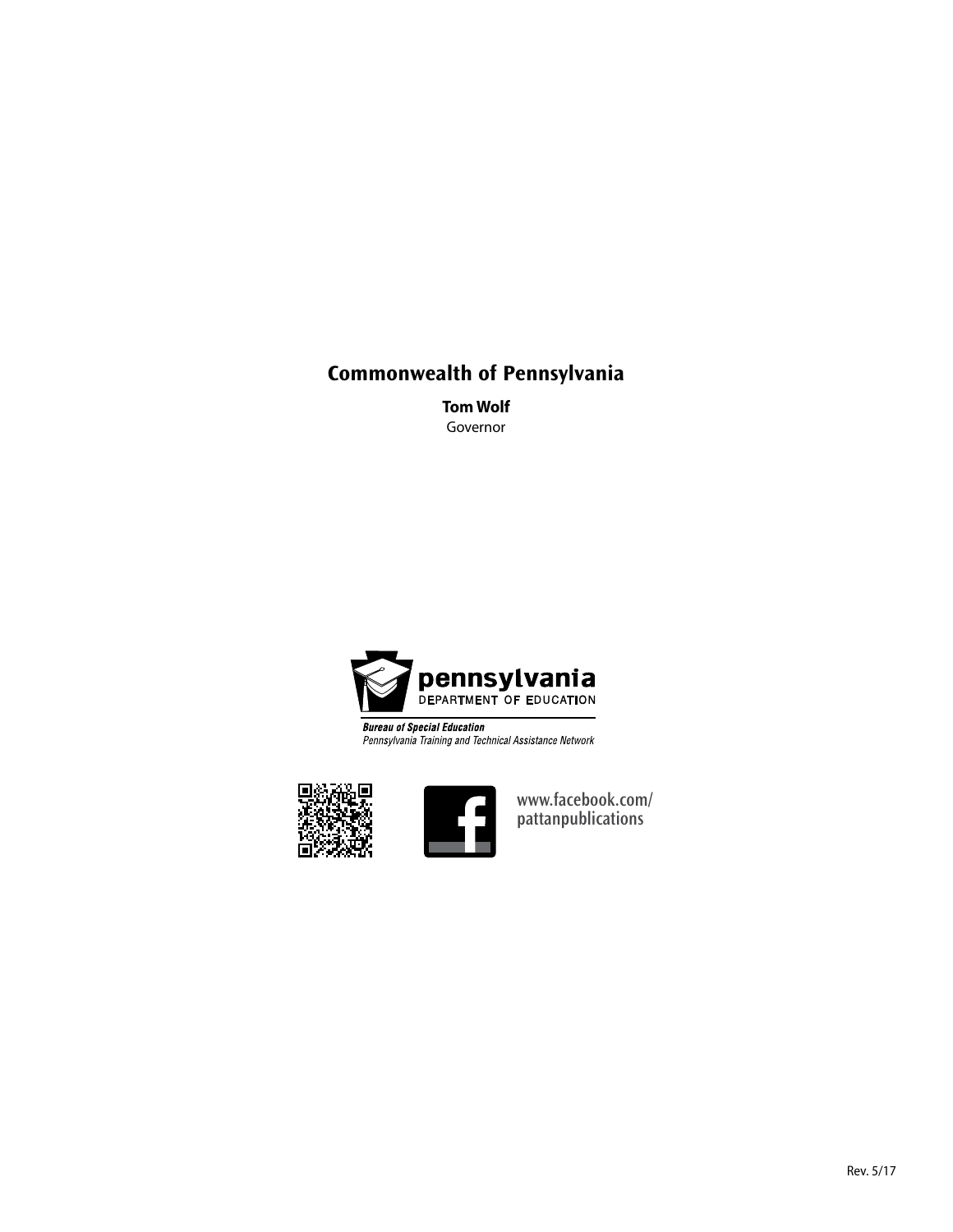**Commonwealth of Pennsylvania**

**Tom Wolf**
Governor

pennsylvania
DEPARTMENT OF EDUCATION

***Bureau of Special Education***
*Pennsylvania Training and Technical Assistance Network*

www.facebook.com/pattanpublications

Rev. 5/17